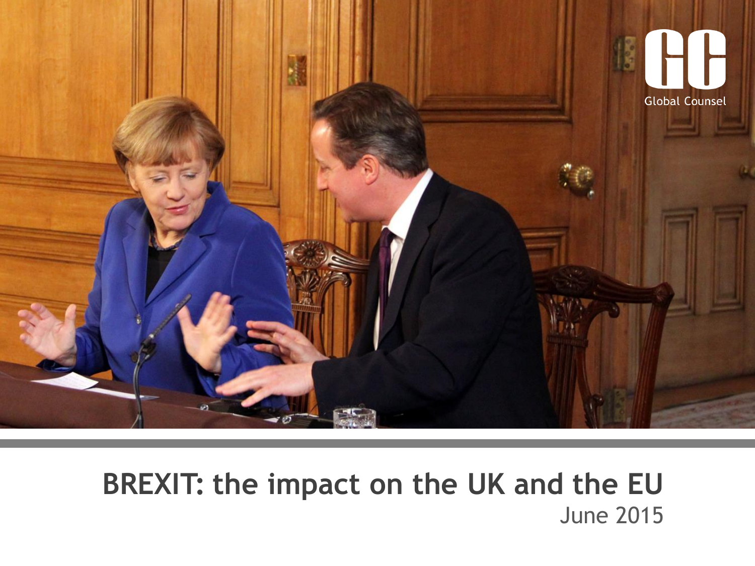Global Counsel

# BREXIT: the impact on the UK and the EU

June 2015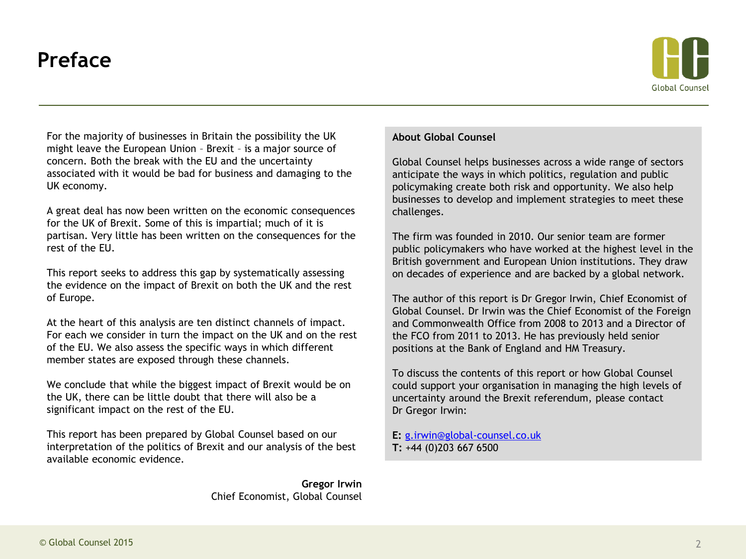# Preface

For the majority of businesses in Britain the possibility the UK might leave the European Union – Brexit – is a major source of concern. Both the break with the EU and the uncertainty associated with it would be bad for business and damaging to the UK economy.

A great deal has now been written on the economic consequences for the UK of Brexit. Some of this is impartial; much of it is partisan. Very little has been written on the consequences for the rest of the EU.

This report seeks to address this gap by systematically assessing the evidence on the impact of Brexit on both the UK and the rest of Europe.

At the heart of this analysis are ten distinct channels of impact. For each we consider in turn the impact on the UK and on the rest of the EU. We also assess the specific ways in which different member states are exposed through these channels.

We conclude that while the biggest impact of Brexit would be on the UK, there can be little doubt that there will also be a significant impact on the rest of the EU.

This report has been prepared by Global Counsel based on our interpretation of the politics of Brexit and our analysis of the best available economic evidence.

**Gregor Irwin**
Chief Economist, Global Counsel

**About Global Counsel**

Global Counsel helps businesses across a wide range of sectors anticipate the ways in which politics, regulation and public policymaking create both risk and opportunity. We also help businesses to develop and implement strategies to meet these challenges.

The firm was founded in 2010. Our senior team are former public policymakers who have worked at the highest level in the British government and European Union institutions. They draw on decades of experience and are backed by a global network.

The author of this report is Dr Gregor Irwin, Chief Economist of Global Counsel. Dr Irwin was the Chief Economist of the Foreign and Commonwealth Office from 2008 to 2013 and a Director of the FCO from 2011 to 2013. He has previously held senior positions at the Bank of England and HM Treasury.

To discuss the contents of this report or how Global Counsel could support your organisation in managing the high levels of uncertainty around the Brexit referendum, please contact Dr Gregor Irwin:

**E:** g.irwin@global-counsel.co.uk
**T:** +44 (0)203 667 6500

© Global Counsel 2015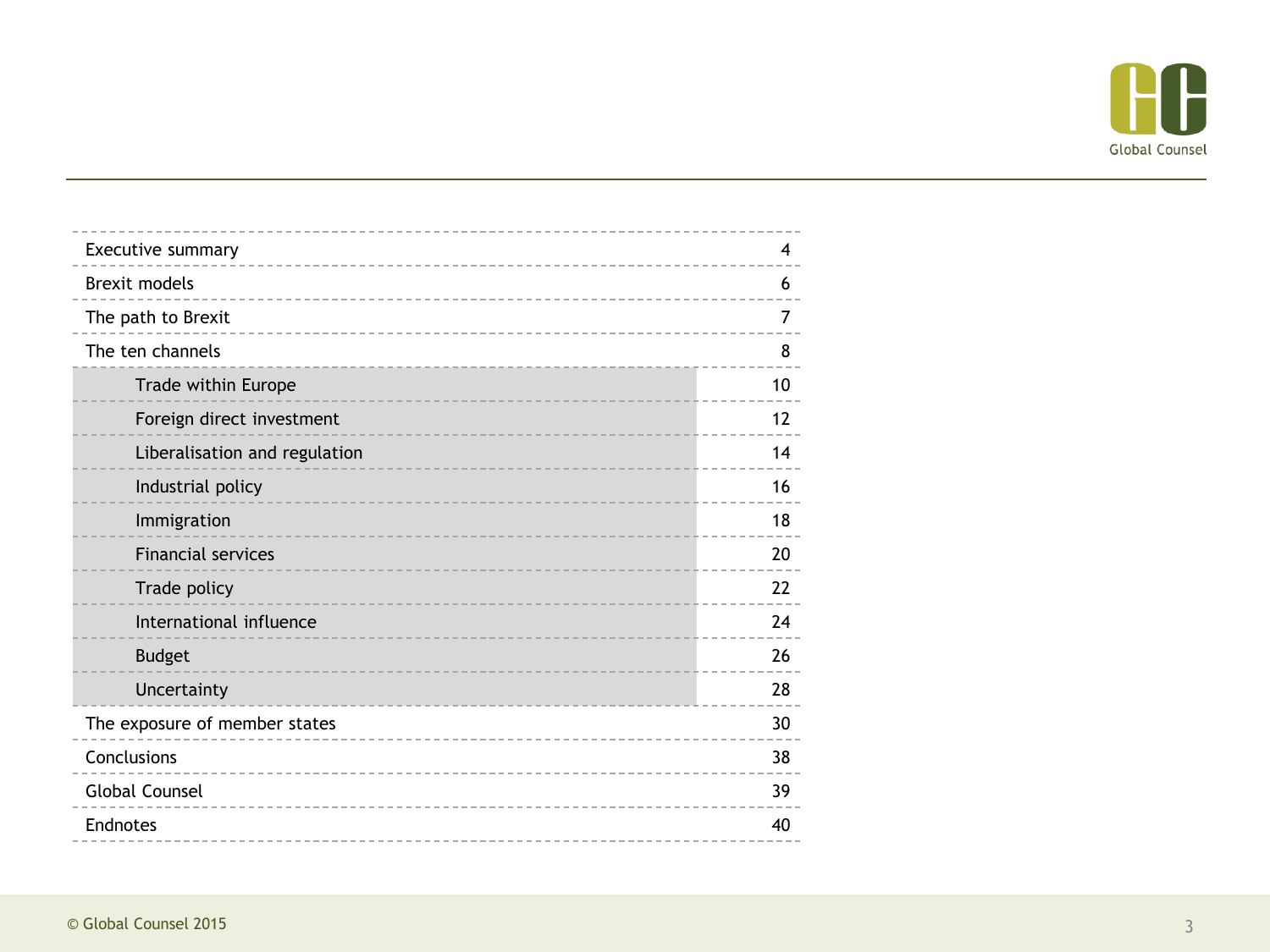| Section | Page |
|---|---|
| Executive summary | 4 |
| Brexit models | 6 |
| The path to Brexit | 7 |
| The ten channels | 8 |
| Trade within Europe | 10 |
| Foreign direct investment | 12 |
| Liberalisation and regulation | 14 |
| Industrial policy | 16 |
| Immigration | 18 |
| Financial services | 20 |
| Trade policy | 22 |
| International influence | 24 |
| Budget | 26 |
| Uncertainty | 28 |
| The exposure of member states | 30 |
| Conclusions | 38 |
| Global Counsel | 39 |
| Endnotes | 40 |

© Global Counsel 2015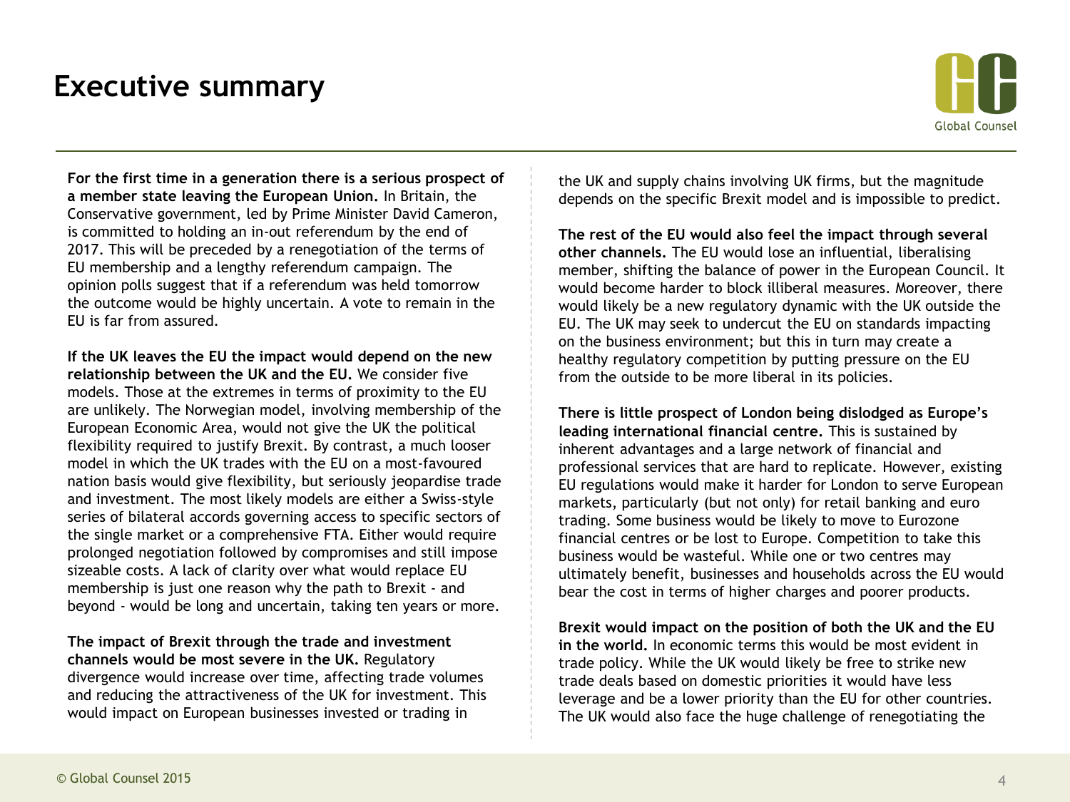# Executive summary

**For the first time in a generation there is a serious prospect of a member state leaving the European Union.** In Britain, the Conservative government, led by Prime Minister David Cameron, is committed to holding an in-out referendum by the end of 2017. This will be preceded by a renegotiation of the terms of EU membership and a lengthy referendum campaign. The opinion polls suggest that if a referendum was held tomorrow the outcome would be highly uncertain. A vote to remain in the EU is far from assured.

**If the UK leaves the EU the impact would depend on the new relationship between the UK and the EU.** We consider five models. Those at the extremes in terms of proximity to the EU are unlikely. The Norwegian model, involving membership of the European Economic Area, would not give the UK the political flexibility required to justify Brexit. By contrast, a much looser model in which the UK trades with the EU on a most-favoured nation basis would give flexibility, but seriously jeopardise trade and investment. The most likely models are either a Swiss-style series of bilateral accords governing access to specific sectors of the single market or a comprehensive FTA. Either would require prolonged negotiation followed by compromises and still impose sizeable costs. A lack of clarity over what would replace EU membership is just one reason why the path to Brexit - and beyond - would be long and uncertain, taking ten years or more.

**The impact of Brexit through the trade and investment channels would be most severe in the UK.** Regulatory divergence would increase over time, affecting trade volumes and reducing the attractiveness of the UK for investment. This would impact on European businesses invested or trading in the UK and supply chains involving UK firms, but the magnitude depends on the specific Brexit model and is impossible to predict.

**The rest of the EU would also feel the impact through several other channels.** The EU would lose an influential, liberalising member, shifting the balance of power in the European Council. It would become harder to block illiberal measures. Moreover, there would likely be a new regulatory dynamic with the UK outside the EU. The UK may seek to undercut the EU on standards impacting on the business environment; but this in turn may create a healthy regulatory competition by putting pressure on the EU from the outside to be more liberal in its policies.

**There is little prospect of London being dislodged as Europe's leading international financial centre.** This is sustained by inherent advantages and a large network of financial and professional services that are hard to replicate. However, existing EU regulations would make it harder for London to serve European markets, particularly (but not only) for retail banking and euro trading. Some business would be likely to move to Eurozone financial centres or be lost to Europe. Competition to take this business would be wasteful. While one or two centres may ultimately benefit, businesses and households across the EU would bear the cost in terms of higher charges and poorer products.

**Brexit would impact on the position of both the UK and the EU in the world.** In economic terms this would be most evident in trade policy. While the UK would likely be free to strike new trade deals based on domestic priorities it would have less leverage and be a lower priority than the EU for other countries. The UK would also face the huge challenge of renegotiating the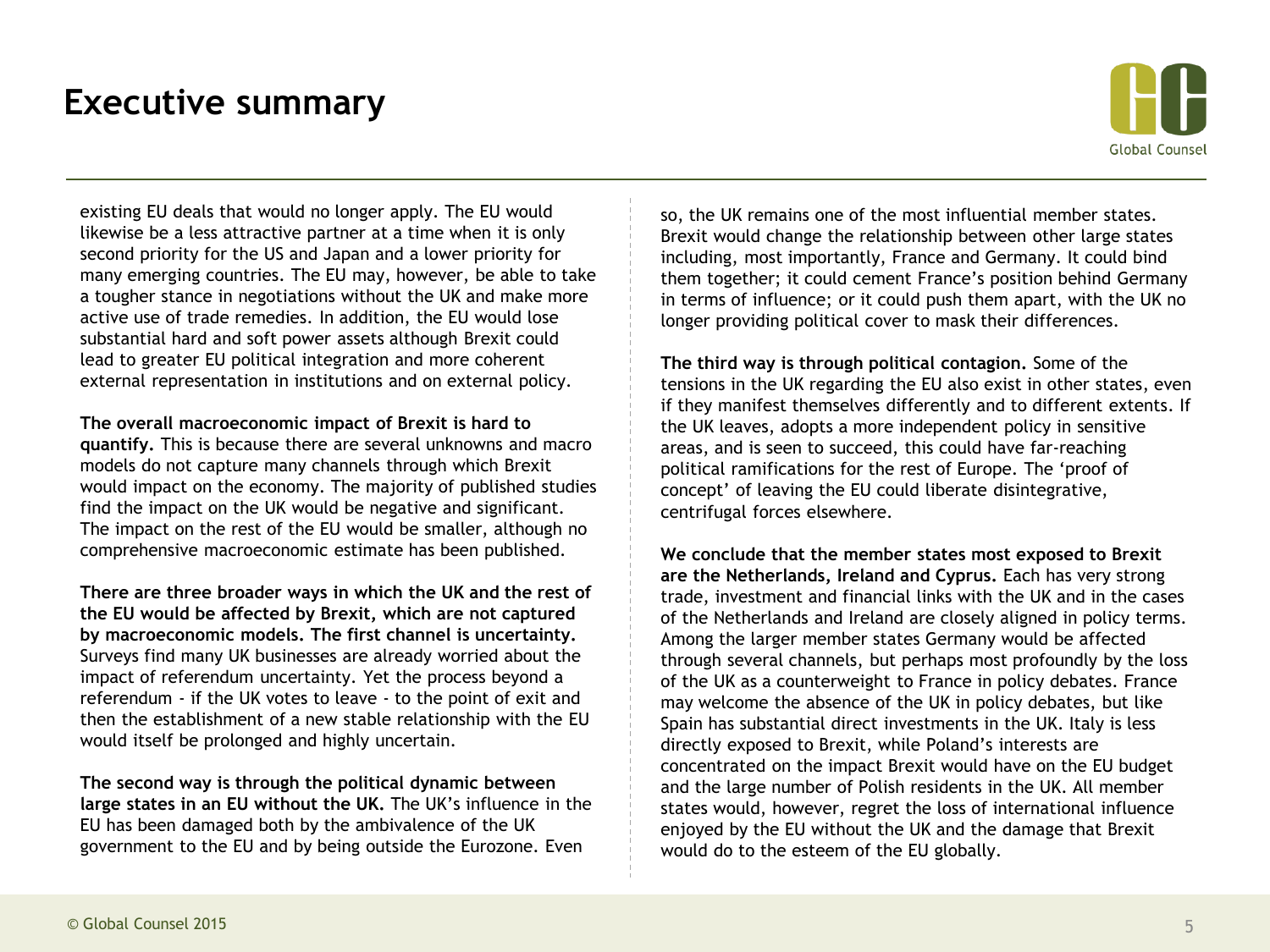# Executive summary

existing EU deals that would no longer apply. The EU would likewise be a less attractive partner at a time when it is only second priority for the US and Japan and a lower priority for many emerging countries. The EU may, however, be able to take a tougher stance in negotiations without the UK and make more active use of trade remedies. In addition, the EU would lose substantial hard and soft power assets although Brexit could lead to greater EU political integration and more coherent external representation in institutions and on external policy.

**The overall macroeconomic impact of Brexit is hard to quantify.** This is because there are several unknowns and macro models do not capture many channels through which Brexit would impact on the economy. The majority of published studies find the impact on the UK would be negative and significant. The impact on the rest of the EU would be smaller, although no comprehensive macroeconomic estimate has been published.

**There are three broader ways in which the UK and the rest of the EU would be affected by Brexit, which are not captured by macroeconomic models. The first channel is uncertainty.** Surveys find many UK businesses are already worried about the impact of referendum uncertainty. Yet the process beyond a referendum - if the UK votes to leave - to the point of exit and then the establishment of a new stable relationship with the EU would itself be prolonged and highly uncertain.

**The second way is through the political dynamic between large states in an EU without the UK.** The UK's influence in the EU has been damaged both by the ambivalence of the UK government to the EU and by being outside the Eurozone. Even so, the UK remains one of the most influential member states. Brexit would change the relationship between other large states including, most importantly, France and Germany. It could bind them together; it could cement France's position behind Germany in terms of influence; or it could push them apart, with the UK no longer providing political cover to mask their differences.

**The third way is through political contagion.** Some of the tensions in the UK regarding the EU also exist in other states, even if they manifest themselves differently and to different extents. If the UK leaves, adopts a more independent policy in sensitive areas, and is seen to succeed, this could have far-reaching political ramifications for the rest of Europe. The 'proof of concept' of leaving the EU could liberate disintegrative, centrifugal forces elsewhere.

**We conclude that the member states most exposed to Brexit are the Netherlands, Ireland and Cyprus.** Each has very strong trade, investment and financial links with the UK and in the cases of the Netherlands and Ireland are closely aligned in policy terms. Among the larger member states Germany would be affected through several channels, but perhaps most profoundly by the loss of the UK as a counterweight to France in policy debates. France may welcome the absence of the UK in policy debates, but like Spain has substantial direct investments in the UK. Italy is less directly exposed to Brexit, while Poland's interests are concentrated on the impact Brexit would have on the EU budget and the large number of Polish residents in the UK. All member states would, however, regret the loss of international influence enjoyed by the EU without the UK and the damage that Brexit would do to the esteem of the EU globally.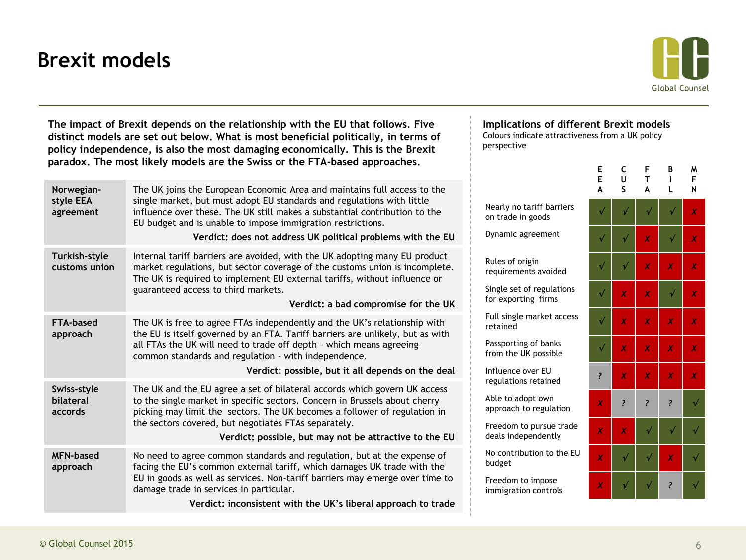# Brexit models

**The impact of Brexit depends on the relationship with the EU that follows. Five distinct models are set out below. What is most beneficial politically, in terms of policy independence, is also the most damaging economically. This is the Brexit paradox. The most likely models are the Swiss or the FTA-based approaches.**

| | |
|---|---|
| **Norwegian-style EEA agreement** | The UK joins the European Economic Area and maintains full access to the single market, but must adopt EU standards and regulations with little influence over these. The UK still makes a substantial contribution to the EU budget and is unable to impose immigration restrictions. **Verdict: does not address UK political problems with the EU** |
| **Turkish-style customs union** | Internal tariff barriers are avoided, with the UK adopting many EU product market regulations, but sector coverage of the customs union is incomplete. The UK is required to implement EU external tariffs, without influence or guaranteed access to third markets. **Verdict: a bad compromise for the UK** |
| **FTA-based approach** | The UK is free to agree FTAs independently and the UK's relationship with the EU is itself governed by an FTA. Tariff barriers are unlikely, but as with all FTAs the UK will need to trade off depth – which means agreeing common standards and regulation – with independence. **Verdict: possible, but it all depends on the deal** |
| **Swiss-style bilateral accords** | The UK and the EU agree a set of bilateral accords which govern UK access to the single market in specific sectors. Concern in Brussels about cherry picking may limit the sectors. The UK becomes a follower of regulation in the sectors covered, but negotiates FTAs separately. **Verdict: possible, but may not be attractive to the EU** |
| **MFN-based approach** | No need to agree common standards and regulation, but at the expense of facing the EU's common external tariff, which damages UK trade with the EU in goods as well as services. Non-tariff barriers may emerge over time to damage trade in services in particular. **Verdict: inconsistent with the UK's liberal approach to trade** |

## Implications of different Brexit models

Colours indicate attractiveness from a UK policy perspective

| | EEA | CUS | FTA | BIL | MFN |
|---|---|---|---|---|---|
| Nearly no tariff barriers on trade in goods | √ | √ | √ | √ | X |
| Dynamic agreement | √ | √ | X | √ | X |
| Rules of origin requirements avoided | √ | √ | X | X | X |
| Single set of regulations for exporting firms | √ | X | X | √ | X |
| Full single market access retained | √ | X | X | X | X |
| Passporting of banks from the UK possible | √ | X | X | X | X |
| Influence over EU regulations retained | ? | X | X | X | X |
| Able to adopt own approach to regulation | X | ? | ? | ? | √ |
| Freedom to pursue trade deals independently | X | X | √ | √ | √ |
| No contribution to the EU budget | X | √ | √ | X | √ |
| Freedom to impose immigration controls | X | √ | √ | ? | √ |

© Global Counsel 2015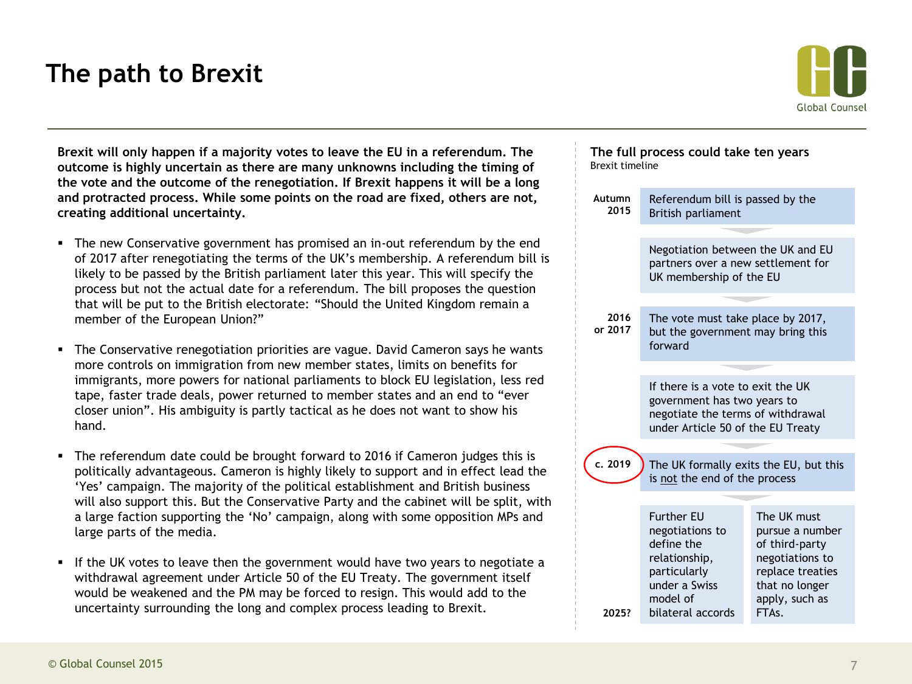# The path to Brexit

**Brexit will only happen if a majority votes to leave the EU in a referendum. The outcome is highly uncertain as there are many unknowns including the timing of the vote and the outcome of the renegotiation. If Brexit happens it will be a long and protracted process. While some points on the road are fixed, others are not, creating additional uncertainty.**

- The new Conservative government has promised an in-out referendum by the end of 2017 after renegotiating the terms of the UK's membership. A referendum bill is likely to be passed by the British parliament later this year. This will specify the process but not the actual date for a referendum. The bill proposes the question that will be put to the British electorate: "Should the United Kingdom remain a member of the European Union?"
- The Conservative renegotiation priorities are vague. David Cameron says he wants more controls on immigration from new member states, limits on benefits for immigrants, more powers for national parliaments to block EU legislation, less red tape, faster trade deals, power returned to member states and an end to "ever closer union". His ambiguity is partly tactical as he does not want to show his hand.
- The referendum date could be brought forward to 2016 if Cameron judges this is politically advantageous. Cameron is highly likely to support and in effect lead the 'Yes' campaign. The majority of the political establishment and British business will also support this. But the Conservative Party and the cabinet will be split, with a large faction supporting the 'No' campaign, along with some opposition MPs and large parts of the media.
- If the UK votes to leave then the government would have two years to negotiate a withdrawal agreement under Article 50 of the EU Treaty. The government itself would be weakened and the PM may be forced to resign. This would add to the uncertainty surrounding the long and complex process leading to Brexit.

## The full process could take ten years

Brexit timeline

| Date | Step | |
|---|---|---|
| Autumn 2015 | Referendum bill is passed by the British parliament | |
| | Negotiation between the UK and EU partners over a new settlement for UK membership of the EU | |
| 2016 or 2017 | The vote must take place by 2017, but the government may bring this forward | |
| | If there is a vote to exit the UK government has two years to negotiate the terms of withdrawal under Article 50 of the EU Treaty | |
| c. 2019 | The UK formally exits the EU, but this is not the end of the process | |
| 2025? | Further EU negotiations to define the relationship, particularly under a Swiss model of bilateral accords | The UK must pursue a number of third-party negotiations to replace treaties that no longer apply, such as FTAs. |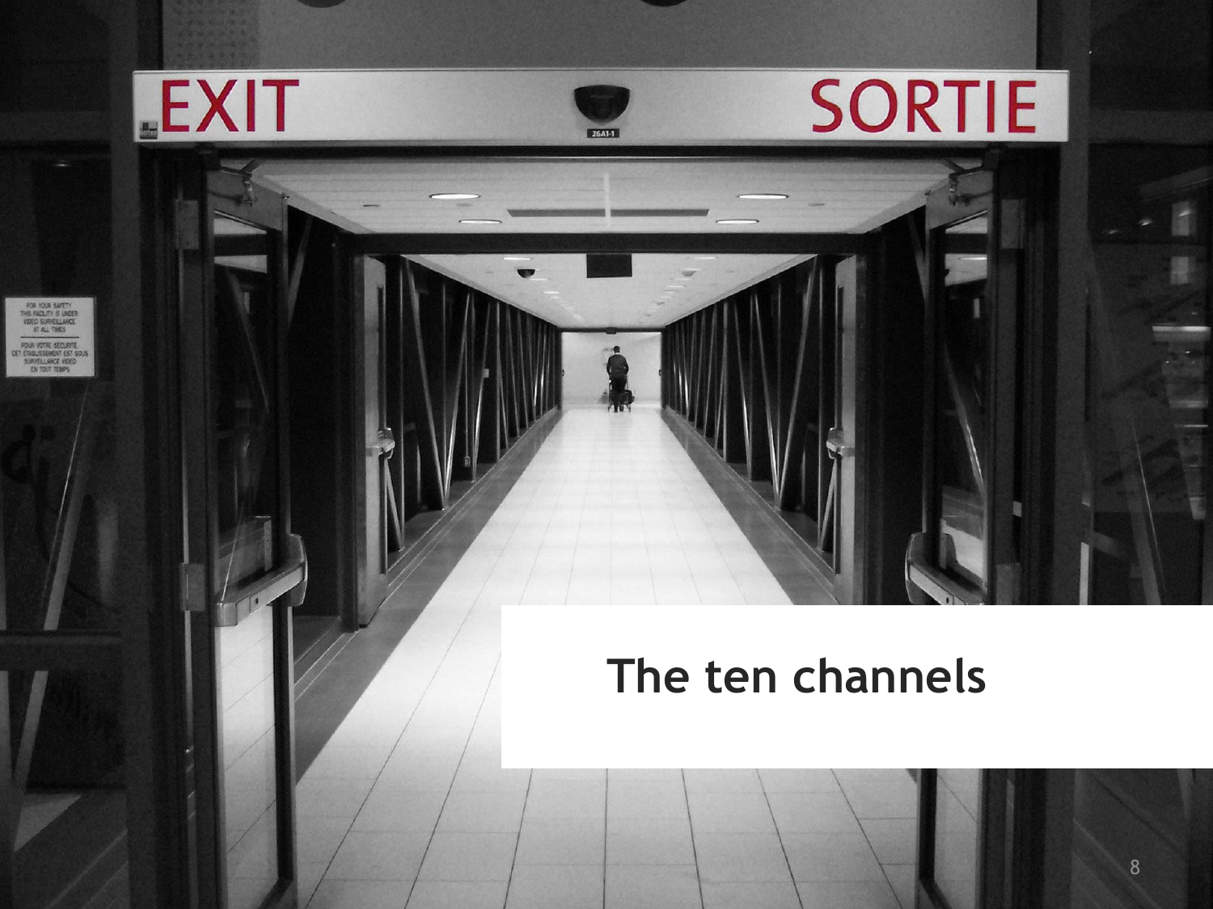# The ten channels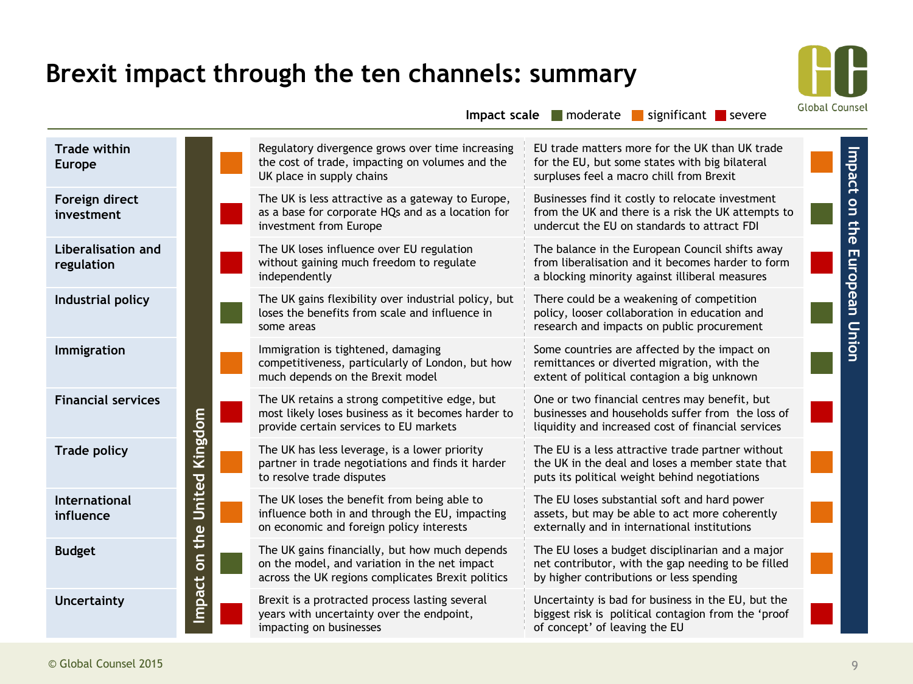# Brexit impact through the ten channels: summary

Impact scale: moderate / significant / severe

| Channel | Impact on the United Kingdom | UK impact | | EU impact | Impact on the European Union |
|---|---|---|---|---|---|
| Trade within Europe | significant | Regulatory divergence grows over time increasing the cost of trade, impacting on volumes and the UK place in supply chains | | EU trade matters more for the UK than UK trade for the EU, but some states with big bilateral surpluses feel a macro chill from Brexit | significant |
| Foreign direct investment | severe | The UK is less attractive as a gateway to Europe, as a base for corporate HQs and as a location for investment from Europe | | Businesses find it costly to relocate investment from the UK and there is a risk the UK attempts to undercut the EU on standards to attract FDI | moderate |
| Liberalisation and regulation | severe | The UK loses influence over EU regulation without gaining much freedom to regulate independently | | The balance in the European Council shifts away from liberalisation and it becomes harder to form a blocking minority against illiberal measures | severe |
| Industrial policy | moderate | The UK gains flexibility over industrial policy, but loses the benefits from scale and influence in some areas | | There could be a weakening of competition policy, looser collaboration in education and research and impacts on public procurement | moderate |
| Immigration | significant | Immigration is tightened, damaging competitiveness, particularly of London, but how much depends on the Brexit model | | Some countries are affected by the impact on remittances or diverted migration, with the extent of political contagion a big unknown | moderate |
| Financial services | severe | The UK retains a strong competitive edge, but most likely loses business as it becomes harder to provide certain services to EU markets | | One or two financial centres may benefit, but businesses and households suffer from the loss of liquidity and increased cost of financial services | severe |
| Trade policy | significant | The UK has less leverage, is a lower priority partner in trade negotiations and finds it harder to resolve trade disputes | | The EU is a less attractive trade partner without the UK in the deal and loses a member state that puts its political weight behind negotiations | significant |
| International influence | significant | The UK loses the benefit from being able to influence both in and through the EU, impacting on economic and foreign policy interests | | The EU loses substantial soft and hard power assets, but may be able to act more coherently externally and in international institutions | significant |
| Budget | moderate | The UK gains financially, but how much depends on the model, and variation in the net impact across the UK regions complicates Brexit politics | | The EU loses a budget disciplinarian and a major net contributor, with the gap needing to be filled by higher contributions or less spending | significant |
| Uncertainty | severe | Brexit is a protracted process lasting several years with uncertainty over the endpoint, impacting on businesses | | Uncertainty is bad for business in the EU, but the biggest risk is political contagion from the 'proof of concept' of leaving the EU | severe |

© Global Counsel 2015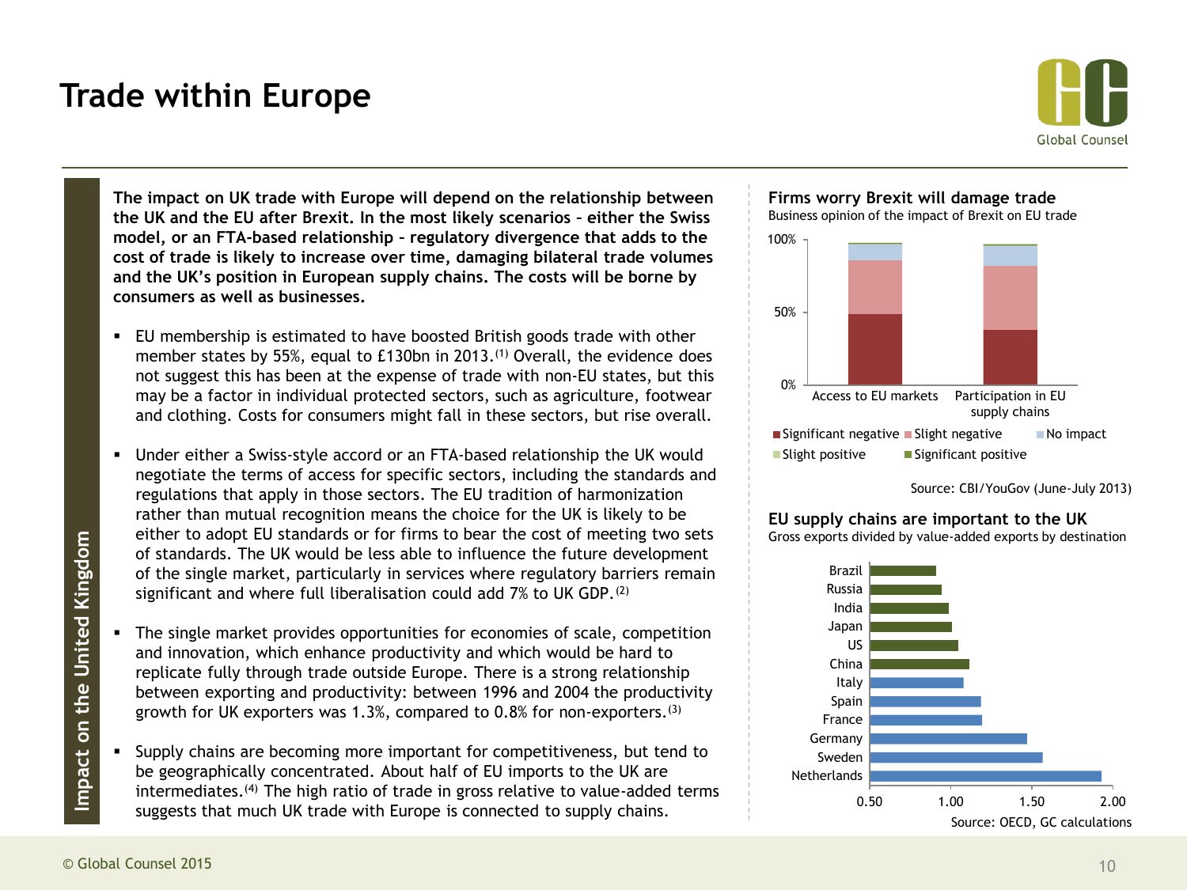# Trade within Europe

**The impact on UK trade with Europe will depend on the relationship between the UK and the EU after Brexit. In the most likely scenarios – either the Swiss model, or an FTA-based relationship – regulatory divergence that adds to the cost of trade is likely to increase over time, damaging bilateral trade volumes and the UK's position in European supply chains. The costs will be borne by consumers as well as businesses.**

- EU membership is estimated to have boosted British goods trade with other member states by 55%, equal to £130bn in 2013.[1] Overall, the evidence does not suggest this has been at the expense of trade with non-EU states, but this may be a factor in individual protected sectors, such as agriculture, footwear and clothing. Costs for consumers might fall in these sectors, but rise overall.
- Under either a Swiss-style accord or an FTA-based relationship the UK would negotiate the terms of access for specific sectors, including the standards and regulations that apply in those sectors. The EU tradition of harmonization rather than mutual recognition means the choice for the UK is likely to be either to adopt EU standards or for firms to bear the cost of meeting two sets of standards. The UK would be less able to influence the future development of the single market, particularly in services where regulatory barriers remain significant and where full liberalisation could add 7% to UK GDP.[2]
- The single market provides opportunities for economies of scale, competition and innovation, which enhance productivity and which would be hard to replicate fully through trade outside Europe. There is a strong relationship between exporting and productivity: between 1996 and 2004 the productivity growth for UK exporters was 1.3%, compared to 0.8% for non-exporters.[3]
- Supply chains are becoming more important for competitiveness, but tend to be geographically concentrated. About half of EU imports to the UK are intermediates.[4] The high ratio of trade in gross relative to value-added terms suggests that much UK trade with Europe is connected to supply chains.

**Firms worry Brexit will damage trade**

Business opinion of the impact of Brexit on EU trade

Categories: Access to EU markets; Participation in EU supply chains. Legend: Significant negative, Slight negative, No impact, Slight positive, Significant positive. Axis: 0%, 50%, 100%.

Source: CBI/YouGov (June-July 2013)

**EU supply chains are important to the UK**

Gross exports divided by value-added exports by destination

Brazil, Russia, India, Japan, US, China, Italy, Spain, France, Germany, Sweden, Netherlands. Axis: 0.50, 1.00, 1.50, 2.00.

Source: OECD, GC calculations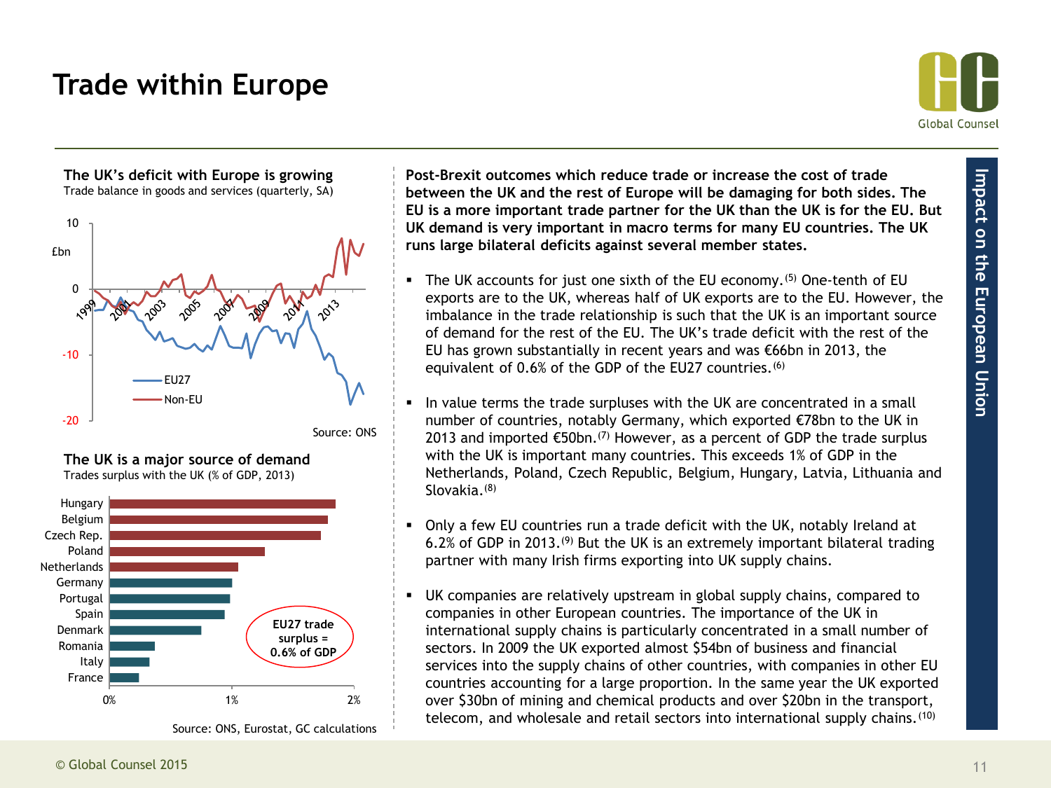# Trade within Europe

**The UK's deficit with Europe is growing**

Trade balance in goods and services (quarterly, SA)

Source: ONS

**The UK is a major source of demand**

Trades surplus with the UK (% of GDP, 2013)

EU27 trade surplus = 0.6% of GDP

Source: ONS, Eurostat, GC calculations

**Post-Brexit outcomes which reduce trade or increase the cost of trade between the UK and the rest of Europe will be damaging for both sides. The EU is a more important trade partner for the UK than the UK is for the EU. But UK demand is very important in macro terms for many EU countries. The UK runs large bilateral deficits against several member states.**

- The UK accounts for just one sixth of the EU economy.[(5)] One-tenth of EU exports are to the UK, whereas half of UK exports are to the EU. However, the imbalance in the trade relationship is such that the UK is an important source of demand for the rest of the EU. The UK's trade deficit with the rest of the EU has grown substantially in recent years and was €66bn in 2013, the equivalent of 0.6% of the GDP of the EU27 countries.[(6)]

- In value terms the trade surpluses with the UK are concentrated in a small number of countries, notably Germany, which exported €78bn to the UK in 2013 and imported €50bn.[(7)] However, as a percent of GDP the trade surplus with the UK is important many countries. This exceeds 1% of GDP in the Netherlands, Poland, Czech Republic, Belgium, Hungary, Latvia, Lithuania and Slovakia.[(8)]

- Only a few EU countries run a trade deficit with the UK, notably Ireland at 6.2% of GDP in 2013.[(9)] But the UK is an extremely important bilateral trading partner with many Irish firms exporting into UK supply chains.

- UK companies are relatively upstream in global supply chains, compared to companies in other European countries. The importance of the UK in international supply chains is particularly concentrated in a small number of sectors. In 2009 the UK exported almost $54bn of business and financial services into the supply chains of other countries, with companies in other EU countries accounting for a large proportion. In the same year the UK exported over $30bn of mining and chemical products and over $20bn in the transport, telecom, and wholesale and retail sectors into international supply chains.[(10)]

Impact on the European Union

© Global Counsel 2015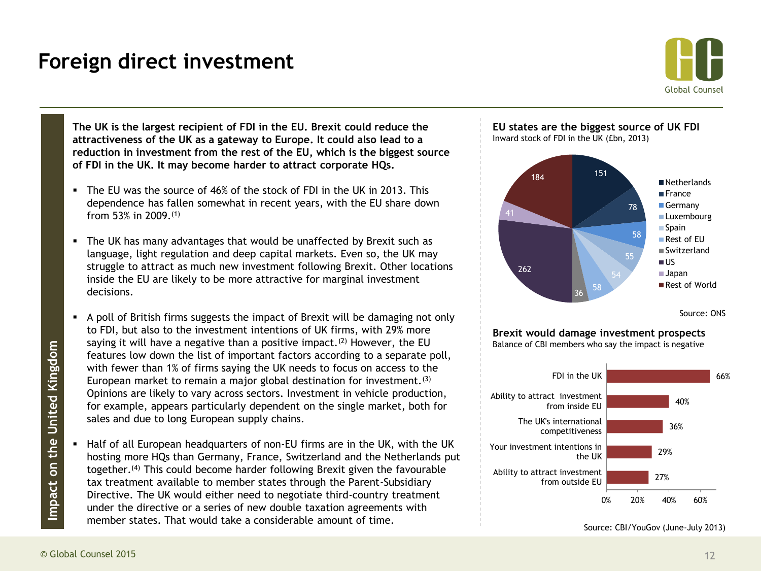# Foreign direct investment

Impact on the United Kingdom

**The UK is the largest recipient of FDI in the EU. Brexit could reduce the attractiveness of the UK as a gateway to Europe. It could also lead to a reduction in investment from the rest of the EU, which is the biggest source of FDI in the UK. It may become harder to attract corporate HQs.**

- The EU was the source of 46% of the stock of FDI in the UK in 2013. This dependence has fallen somewhat in recent years, with the EU share down from 53% in 2009.[1]
- The UK has many advantages that would be unaffected by Brexit such as language, light regulation and deep capital markets. Even so, the UK may struggle to attract as much new investment following Brexit. Other locations inside the EU are likely to be more attractive for marginal investment decisions.
- A poll of British firms suggests the impact of Brexit will be damaging not only to FDI, but also to the investment intentions of UK firms, with 29% more saying it will have a negative than a positive impact.[2] However, the EU features low down the list of important factors according to a separate poll, with fewer than 1% of firms saying the UK needs to focus on access to the European market to remain a major global destination for investment.[3] Opinions are likely to vary across sectors. Investment in vehicle production, for example, appears particularly dependent on the single market, both for sales and due to long European supply chains.
- Half of all European headquarters of non-EU firms are in the UK, with the UK hosting more HQs than Germany, France, Switzerland and the Netherlands put together.[4] This could become harder following Brexit given the favourable tax treatment available to member states through the Parent-Subsidiary Directive. The UK would either need to negotiate third-country treatment under the directive or a series of new double taxation agreements with member states. That would take a considerable amount of time.

**EU states are the biggest source of UK FDI**
Inward stock of FDI in the UK (£bn, 2013)

| Source | £bn |
|---|---|
| Netherlands | 151 |
| France | 78 |
| Germany | 58 |
| Luxembourg | 55 |
| Spain | 54 |
| Rest of EU | 58 |
| Switzerland | 36 |
| US | 262 |
| Japan | 41 |
| Rest of World | 184 |

Source: ONS

**Brexit would damage investment prospects**
Balance of CBI members who say the impact is negative

| | Balance |
|---|---|
| FDI in the UK | 66% |
| Ability to attract investment from inside EU | 40% |
| The UK's international competitiveness | 36% |
| Your investment intentions in the UK | 29% |
| Ability to attract investment from outside EU | 27% |

Source: CBI/YouGov (June-July 2013)

© Global Counsel 2015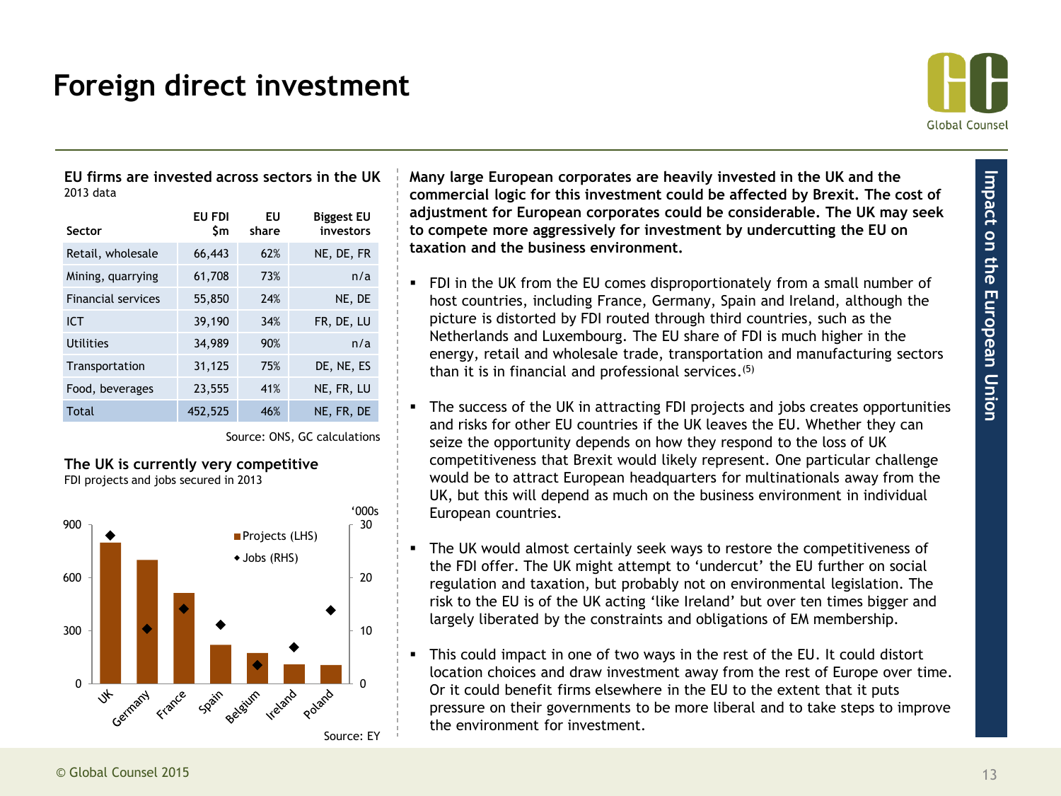# Foreign direct investment

**EU firms are invested across sectors in the UK**
2013 data

| Sector | EU FDI $m | EU share | Biggest EU investors |
|---|---|---|---|
| Retail, wholesale | 66,443 | 62% | NE, DE, FR |
| Mining, quarrying | 61,708 | 73% | n/a |
| Financial services | 55,850 | 24% | NE, DE |
| ICT | 39,190 | 34% | FR, DE, LU |
| Utilities | 34,989 | 90% | n/a |
| Transportation | 31,125 | 75% | DE, NE, ES |
| Food, beverages | 23,555 | 41% | NE, FR, LU |
| Total | 452,525 | 46% | NE, FR, DE |

Source: ONS, GC calculations

**The UK is currently very competitive**
FDI projects and jobs secured in 2013

Source: EY

**Many large European corporates are heavily invested in the UK and the commercial logic for this investment could be affected by Brexit. The cost of adjustment for European corporates could be considerable. The UK may seek to compete more aggressively for investment by undercutting the EU on taxation and the business environment.**

- FDI in the UK from the EU comes disproportionately from a small number of host countries, including France, Germany, Spain and Ireland, although the picture is distorted by FDI routed through third countries, such as the Netherlands and Luxembourg. The EU share of FDI is much higher in the energy, retail and wholesale trade, transportation and manufacturing sectors than it is in financial and professional services.[5]

- The success of the UK in attracting FDI projects and jobs creates opportunities and risks for other EU countries if the UK leaves the EU. Whether they can seize the opportunity depends on how they respond to the loss of UK competitiveness that Brexit would likely represent. One particular challenge would be to attract European headquarters for multinationals away from the UK, but this will depend as much on the business environment in individual European countries.

- The UK would almost certainly seek ways to restore the competitiveness of the FDI offer. The UK might attempt to 'undercut' the EU further on social regulation and taxation, but probably not on environmental legislation. The risk to the EU is of the UK acting 'like Ireland' but over ten times bigger and largely liberated by the constraints and obligations of EM membership.

- This could impact in one of two ways in the rest of the EU. It could distort location choices and draw investment away from the rest of Europe over time. Or it could benefit firms elsewhere in the EU to the extent that it puts pressure on their governments to be more liberal and to take steps to improve the environment for investment.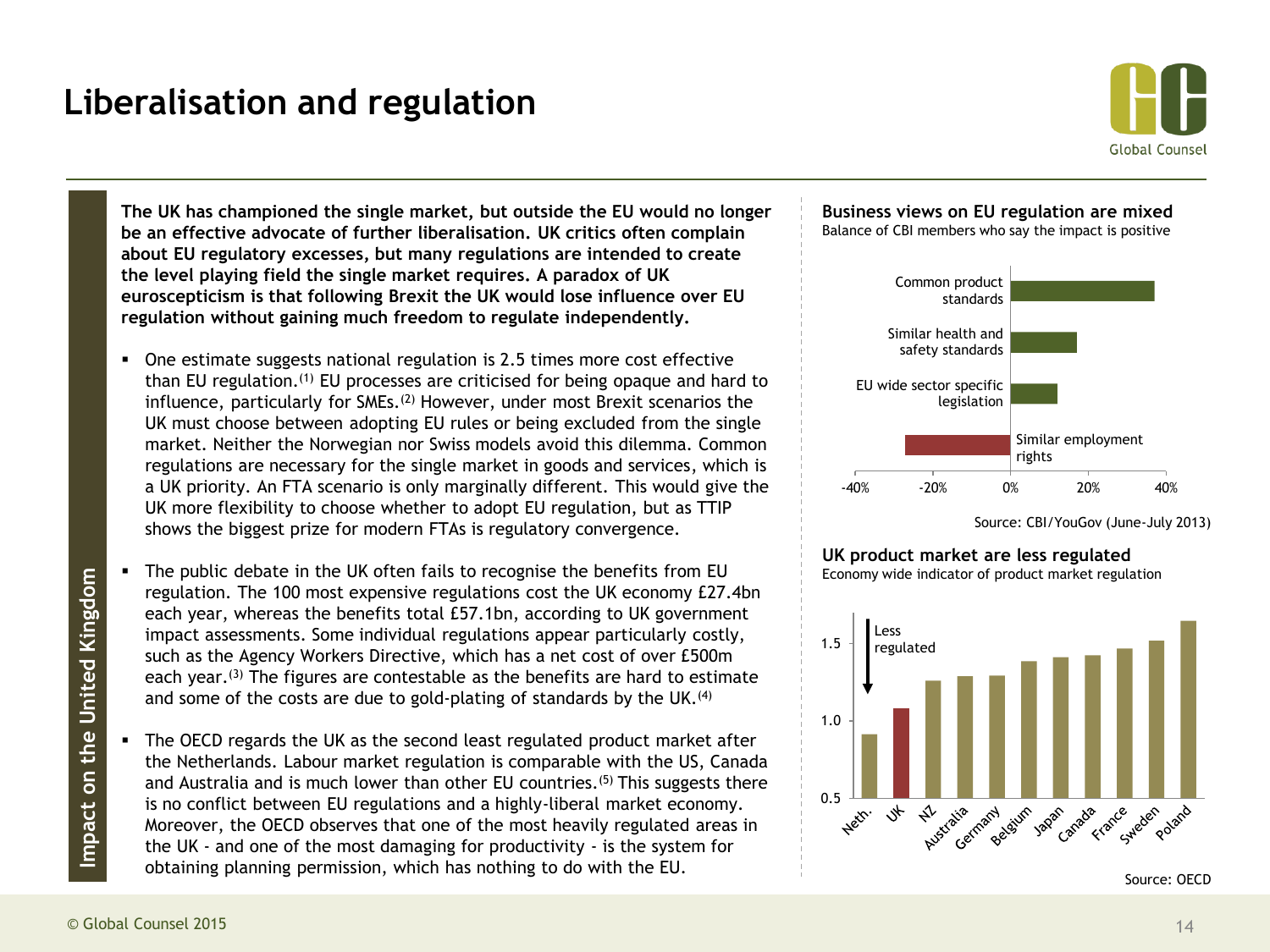# Liberalisation and regulation

Impact on the United Kingdom

**The UK has championed the single market, but outside the EU would no longer be an effective advocate of further liberalisation. UK critics often complain about EU regulatory excesses, but many regulations are intended to create the level playing field the single market requires. A paradox of UK euroscepticism is that following Brexit the UK would lose influence over EU regulation without gaining much freedom to regulate independently.**

- One estimate suggests national regulation is 2.5 times more cost effective than EU regulation.[1] EU processes are criticised for being opaque and hard to influence, particularly for SMEs.[2] However, under most Brexit scenarios the UK must choose between adopting EU rules or being excluded from the single market. Neither the Norwegian nor Swiss models avoid this dilemma. Common regulations are necessary for the single market in goods and services, which is a UK priority. An FTA scenario is only marginally different. This would give the UK more flexibility to choose whether to adopt EU regulation, but as TTIP shows the biggest prize for modern FTAs is regulatory convergence.
- The public debate in the UK often fails to recognise the benefits from EU regulation. The 100 most expensive regulations cost the UK economy £27.4bn each year, whereas the benefits total £57.1bn, according to UK government impact assessments. Some individual regulations appear particularly costly, such as the Agency Workers Directive, which has a net cost of over £500m each year.[3] The figures are contestable as the benefits are hard to estimate and some of the costs are due to gold-plating of standards by the UK.[4]
- The OECD regards the UK as the second least regulated product market after the Netherlands. Labour market regulation is comparable with the US, Canada and Australia and is much lower than other EU countries.[5] This suggests there is no conflict between EU regulations and a highly-liberal market economy. Moreover, the OECD observes that one of the most heavily regulated areas in the UK - and one of the most damaging for productivity - is the system for obtaining planning permission, which has nothing to do with the EU.

**Business views on EU regulation are mixed**

Balance of CBI members who say the impact is positive

| Item | Balance (approx.) |
|---|---|
| Common product standards | ~37% |
| Similar health and safety standards | ~17% |
| EU wide sector specific legislation | ~12% |
| Similar employment rights | ~-27% |

Source: CBI/YouGov (June-July 2013)

**UK product market are less regulated**

Economy wide indicator of product market regulation (Less regulated ↓)

| Country | Indicator (approx.) |
|---|---|
| Neth. | 0.92 |
| UK | 1.08 |
| NZ | 1.26 |
| Australia | 1.29 |
| Germany | 1.29 |
| Belgium | 1.38 |
| Japan | 1.41 |
| Canada | 1.42 |
| France | 1.47 |
| Sweden | 1.52 |
| Poland | 1.64 |

Source: OECD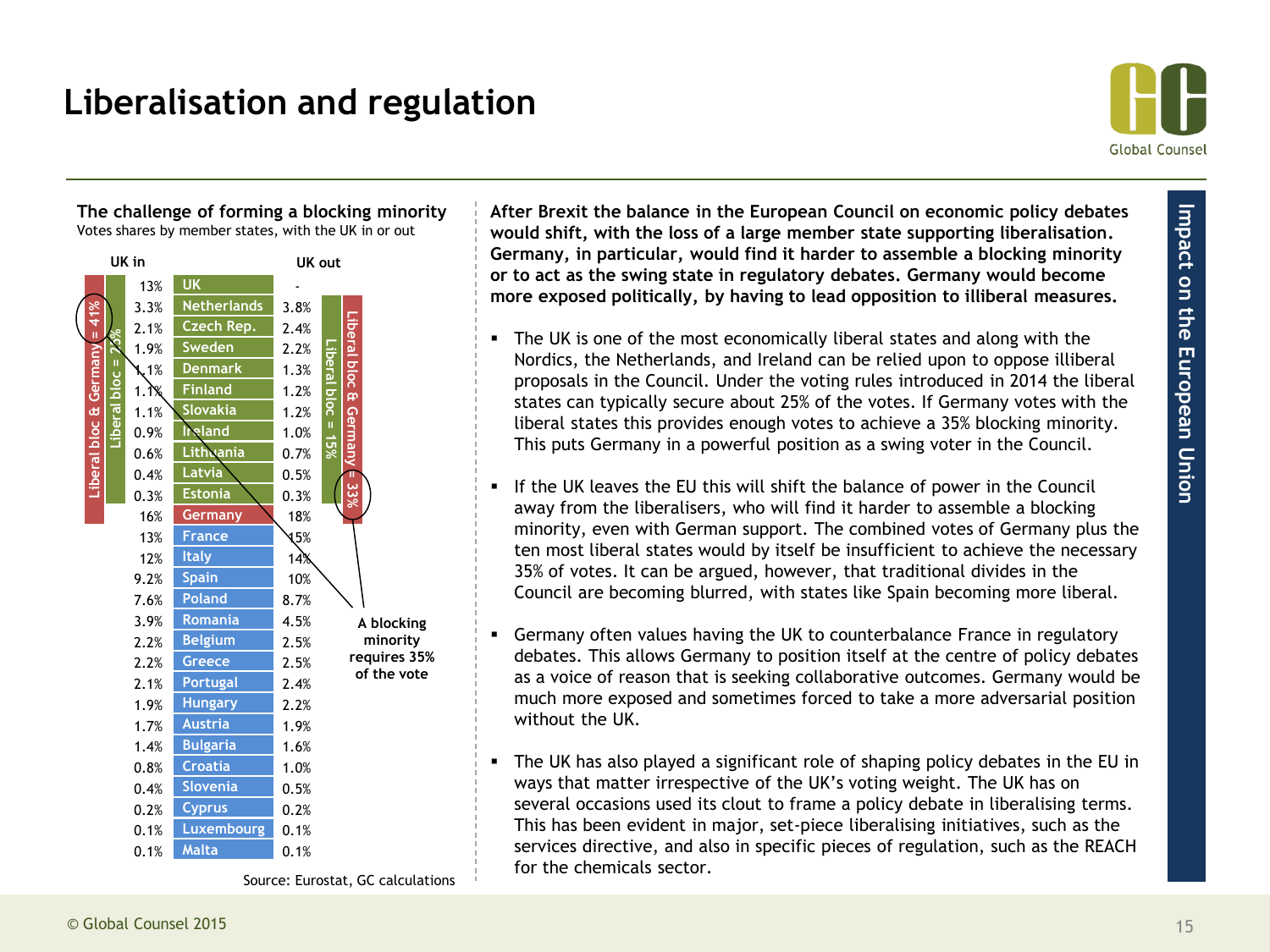# Liberalisation and regulation

**The challenge of forming a blocking minority**
Votes shares by member states, with the UK in or out

| UK in | Member state | UK out |
|---|---|---|
| 13% | UK | - |
| 3.3% | Netherlands | 3.8% |
| 2.1% | Czech Rep. | 2.4% |
| 1.9% | Sweden | 2.2% |
| 1.1% | Denmark | 1.3% |
| 1.1% | Finland | 1.2% |
| 1.1% | Slovakia | 1.2% |
| 0.9% | Ireland | 1.0% |
| 0.6% | Lithuania | 0.7% |
| 0.4% | Latvia | 0.5% |
| 0.3% | Estonia | 0.3% |
| 16% | Germany | 18% |
| 13% | France | 15% |
| 12% | Italy | 14% |
| 9.2% | Spain | 10% |
| 7.6% | Poland | 8.7% |
| 3.9% | Romania | 4.5% |
| 2.2% | Belgium | 2.5% |
| 2.2% | Greece | 2.5% |
| 2.1% | Portugal | 2.4% |
| 1.9% | Hungary | 2.2% |
| 1.7% | Austria | 1.9% |
| 1.4% | Bulgaria | 1.6% |
| 0.8% | Croatia | 1.0% |
| 0.4% | Slovenia | 0.5% |
| 0.2% | Cyprus | 0.2% |
| 0.1% | Luxembourg | 0.1% |
| 0.1% | Malta | 0.1% |

UK in: Liberal bloc & Germany = 41%; Liberal bloc = 25%

UK out: Liberal bloc = 15%; Liberal bloc & Germany = 33%

A blocking minority requires 35% of the vote

Source: Eurostat, GC calculations

**After Brexit the balance in the European Council on economic policy debates would shift, with the loss of a large member state supporting liberalisation. Germany, in particular, would find it harder to assemble a blocking minority or to act as the swing state in regulatory debates. Germany would become more exposed politically, by having to lead opposition to illiberal measures.**

- The UK is one of the most economically liberal states and along with the Nordics, the Netherlands, and Ireland can be relied upon to oppose illiberal proposals in the Council. Under the voting rules introduced in 2014 the liberal states can typically secure about 25% of the votes. If Germany votes with the liberal states this provides enough votes to achieve a 35% blocking minority. This puts Germany in a powerful position as a swing voter in the Council.

- If the UK leaves the EU this will shift the balance of power in the Council away from the liberalisers, who will find it harder to assemble a blocking minority, even with German support. The combined votes of Germany plus the ten most liberal states would by itself be insufficient to achieve the necessary 35% of votes. It can be argued, however, that traditional divides in the Council are becoming blurred, with states like Spain becoming more liberal.

- Germany often values having the UK to counterbalance France in regulatory debates. This allows Germany to position itself at the centre of policy debates as a voice of reason that is seeking collaborative outcomes. Germany would be much more exposed and sometimes forced to take a more adversarial position without the UK.

- The UK has also played a significant role of shaping policy debates in the EU in ways that matter irrespective of the UK's voting weight. The UK has on several occasions used its clout to frame a policy debate in liberalising terms. This has been evident in major, set-piece liberalising initiatives, such as the services directive, and also in specific pieces of regulation, such as the REACH for the chemicals sector.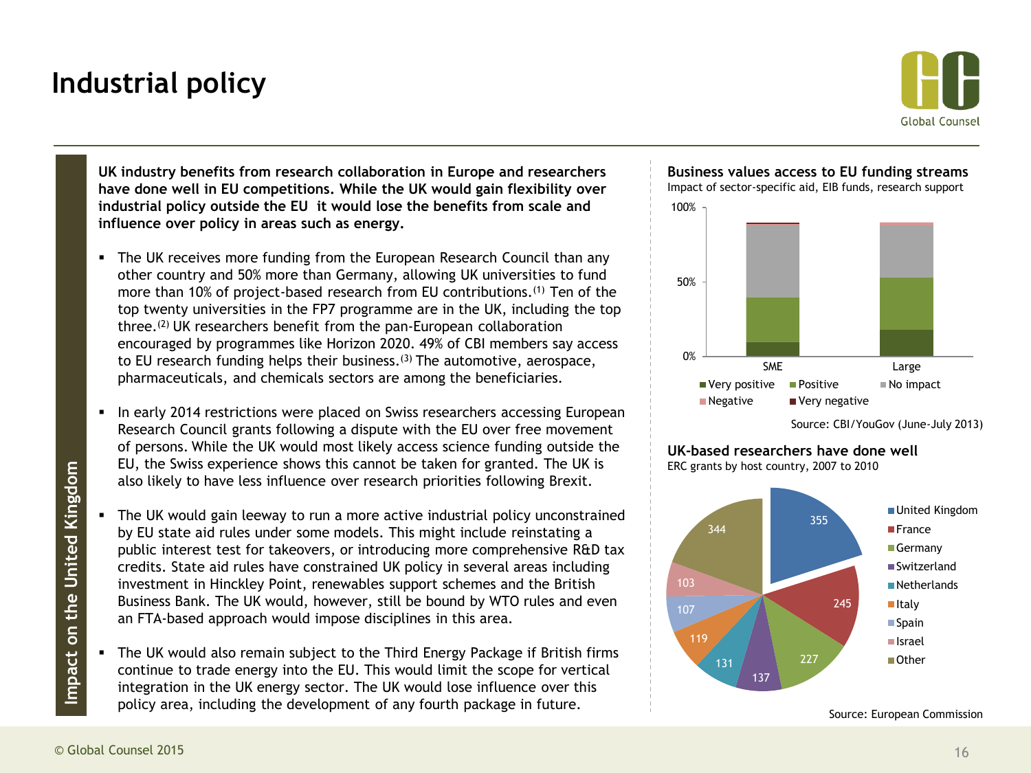# Industrial policy

Impact on the United Kingdom

**UK industry benefits from research collaboration in Europe and researchers have done well in EU competitions. While the UK would gain flexibility over industrial policy outside the EU it would lose the benefits from scale and influence over policy in areas such as energy.**

- The UK receives more funding from the European Research Council than any other country and 50% more than Germany, allowing UK universities to fund more than 10% of project-based research from EU contributions.(1) Ten of the top twenty universities in the FP7 programme are in the UK, including the top three.(2) UK researchers benefit from the pan-European collaboration encouraged by programmes like Horizon 2020. 49% of CBI members say access to EU research funding helps their business.(3) The automotive, aerospace, pharmaceuticals, and chemicals sectors are among the beneficiaries.

- In early 2014 restrictions were placed on Swiss researchers accessing European Research Council grants following a dispute with the EU over free movement of persons. While the UK would most likely access science funding outside the EU, the Swiss experience shows this cannot be taken for granted. The UK is also likely to have less influence over research priorities following Brexit.

- The UK would gain leeway to run a more active industrial policy unconstrained by EU state aid rules under some models. This might include reinstating a public interest test for takeovers, or introducing more comprehensive R&D tax credits. State aid rules have constrained UK policy in several areas including investment in Hinckley Point, renewables support schemes and the British Business Bank. The UK would, however, still be bound by WTO rules and even an FTA-based approach would impose disciplines in this area.

- The UK would also remain subject to the Third Energy Package if British firms continue to trade energy into the EU. This would limit the scope for vertical integration in the UK energy sector. The UK would lose influence over this policy area, including the development of any fourth package in future.

**Business values access to EU funding streams**

Impact of sector-specific aid, EIB funds, research support

(Stacked bar chart, 0%–100%, categories SME and Large; legend: Very positive, Positive, No impact, Negative, Very negative)

Source: CBI/YouGov (June-July 2013)

**UK-based researchers have done well**

ERC grants by host country, 2007 to 2010

| Country | ERC grants |
|---|---|
| United Kingdom | 355 |
| France | 245 |
| Germany | 227 |
| Switzerland | 137 |
| Netherlands | 131 |
| Italy | 119 |
| Spain | 107 |
| Israel | 103 |
| Other | 344 |

Source: European Commission

© Global Counsel 2015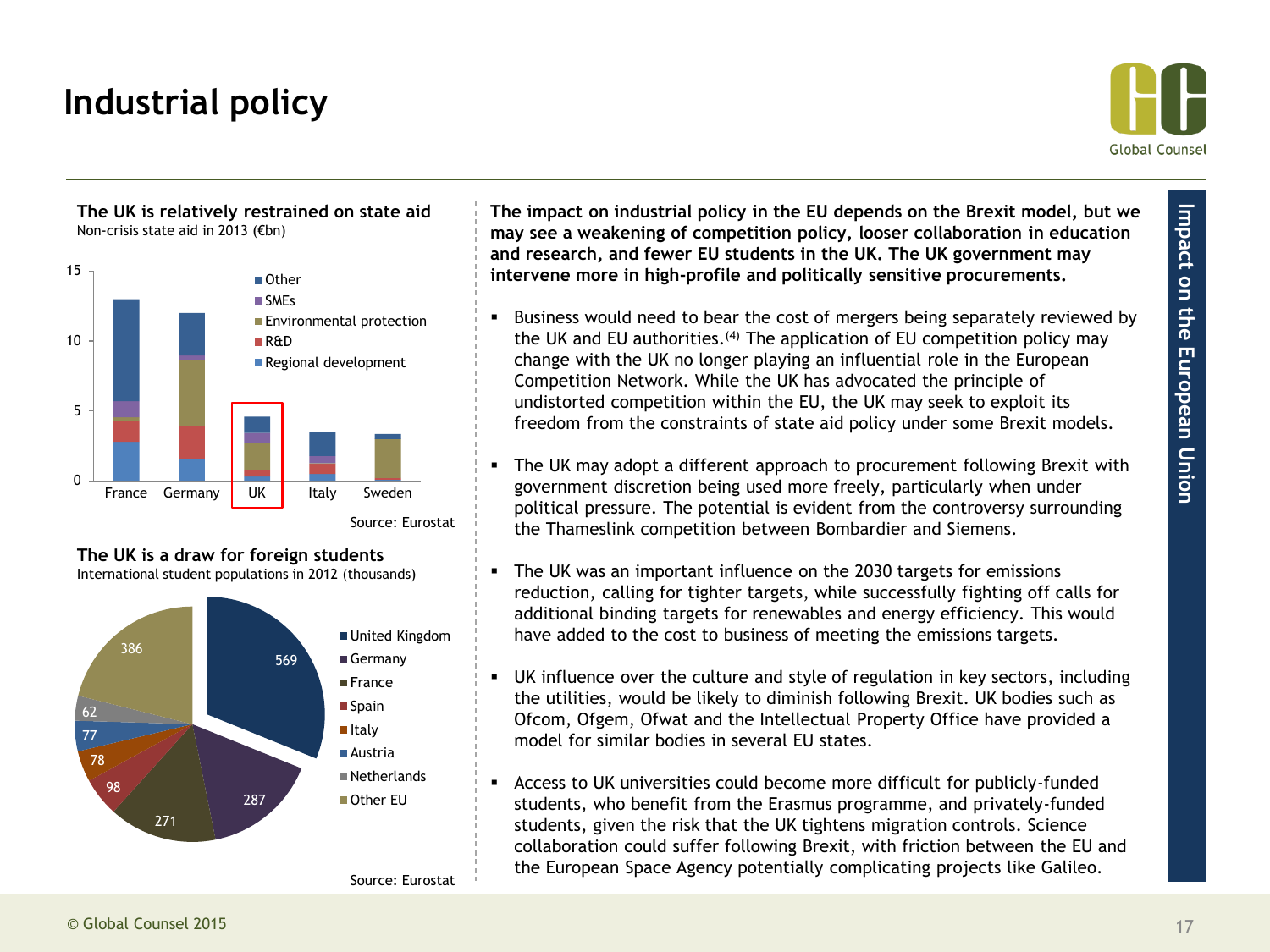# Industrial policy

### The UK is relatively restrained on state aid

Non-crisis state aid in 2013 (€bn)

Legend: Other, SMEs, Environmental protection, R&D, Regional development

Countries: France, Germany, UK, Italy, Sweden

Source: Eurostat

### The UK is a draw for foreign students

International student populations in 2012 (thousands)

| Country | Students (thousands) |
|---|---|
| United Kingdom | 569 |
| Germany | 287 |
| France | 271 |
| Spain | 98 |
| Italy | 78 |
| Austria | 77 |
| Netherlands | 62 |
| Other EU | 386 |

Source: Eurostat

**The impact on industrial policy in the EU depends on the Brexit model, but we may see a weakening of competition policy, looser collaboration in education and research, and fewer EU students in the UK. The UK government may intervene more in high-profile and politically sensitive procurements.**

- Business would need to bear the cost of mergers being separately reviewed by the UK and EU authorities.(4) The application of EU competition policy may change with the UK no longer playing an influential role in the European Competition Network. While the UK has advocated the principle of undistorted competition within the EU, the UK may seek to exploit its freedom from the constraints of state aid policy under some Brexit models.
- The UK may adopt a different approach to procurement following Brexit with government discretion being used more freely, particularly when under political pressure. The potential is evident from the controversy surrounding the Thameslink competition between Bombardier and Siemens.
- The UK was an important influence on the 2030 targets for emissions reduction, calling for tighter targets, while successfully fighting off calls for additional binding targets for renewables and energy efficiency. This would have added to the cost to business of meeting the emissions targets.
- UK influence over the culture and style of regulation in key sectors, including the utilities, would be likely to diminish following Brexit. UK bodies such as Ofcom, Ofgem, Ofwat and the Intellectual Property Office have provided a model for similar bodies in several EU states.
- Access to UK universities could become more difficult for publicly-funded students, who benefit from the Erasmus programme, and privately-funded students, given the risk that the UK tightens migration controls. Science collaboration could suffer following Brexit, with friction between the EU and the European Space Agency potentially complicating projects like Galileo.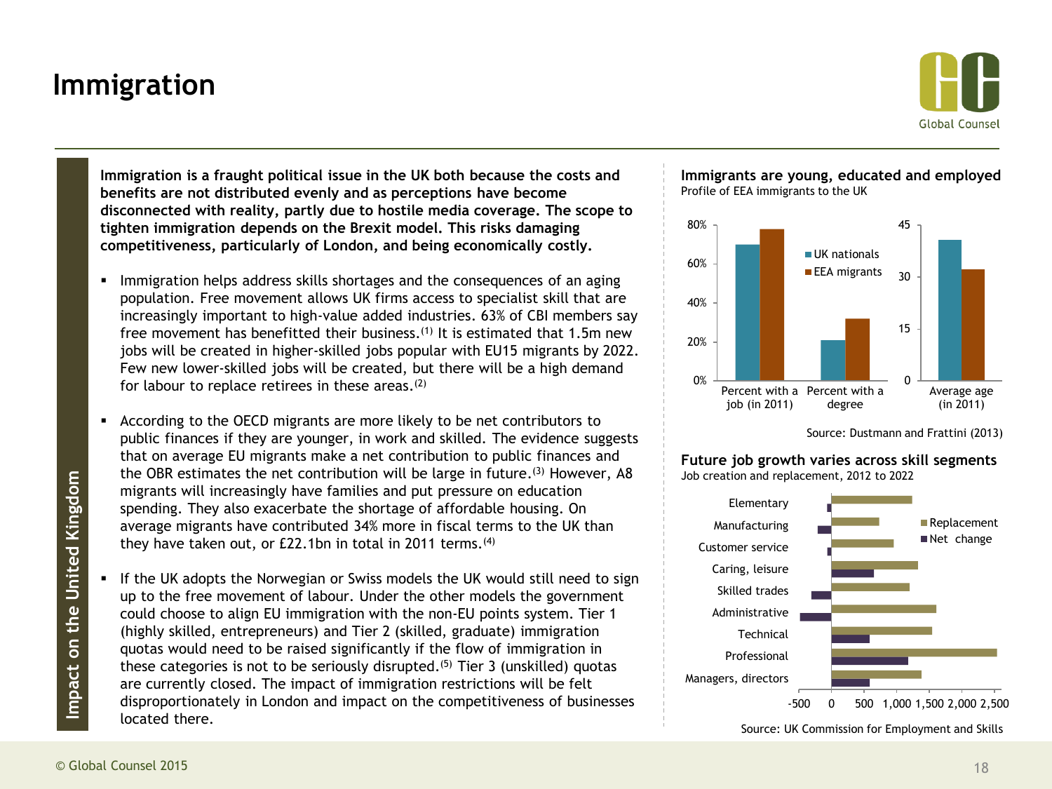# Immigration

*Impact on the United Kingdom*

**Immigration is a fraught political issue in the UK both because the costs and benefits are not distributed evenly and as perceptions have become disconnected with reality, partly due to hostile media coverage. The scope to tighten immigration depends on the Brexit model. This risks damaging competitiveness, particularly of London, and being economically costly.**

- Immigration helps address skills shortages and the consequences of an aging population. Free movement allows UK firms access to specialist skill that are increasingly important to high-value added industries. 63% of CBI members say free movement has benefitted their business.[1] It is estimated that 1.5m new jobs will be created in higher-skilled jobs popular with EU15 migrants by 2022. Few new lower-skilled jobs will be created, but there will be a high demand for labour to replace retirees in these areas.[2]

- According to the OECD migrants are more likely to be net contributors to public finances if they are younger, in work and skilled. The evidence suggests that on average EU migrants make a net contribution to public finances and the OBR estimates the net contribution will be large in future.[3] However, A8 migrants will increasingly have families and put pressure on education spending. They also exacerbate the shortage of affordable housing. On average migrants have contributed 34% more in fiscal terms to the UK than they have taken out, or £22.1bn in total in 2011 terms.[4]

- If the UK adopts the Norwegian or Swiss models the UK would still need to sign up to the free movement of labour. Under the other models the government could choose to align EU immigration with the non-EU points system. Tier 1 (highly skilled, entrepreneurs) and Tier 2 (skilled, graduate) immigration quotas would need to be raised significantly if the flow of immigration in these categories is not to be seriously disrupted.[5] Tier 3 (unskilled) quotas are currently closed. The impact of immigration restrictions will be felt disproportionately in London and impact on the competitiveness of businesses located there.

**Immigrants are young, educated and employed**

Profile of EEA immigrants to the UK

| | UK nationals | EEA migrants |
|---|---|---|
| Percent with a job (in 2011) | ~70% | ~78% |
| Percent with a degree | ~21% | ~32% |
| Average age (in 2011) | ~41 | ~32 |

Source: Dustmann and Frattini (2013)

**Future job growth varies across skill segments**

Job creation and replacement, 2012 to 2022

| | Replacement | Net change |
|---|---|---|
| Elementary | ~1,250 | ~-50 |
| Manufacturing | ~730 | ~-200 |
| Customer service | ~960 | ~-50 |
| Caring, leisure | ~1,330 | ~650 |
| Skilled trades | ~1,200 | ~-300 |
| Administrative | ~1,610 | ~-480 |
| Technical | ~1,550 | ~580 |
| Professional | ~2,550 | ~1,180 |
| Managers, directors | ~1,380 | ~580 |

Source: UK Commission for Employment and Skills

© Global Counsel 2015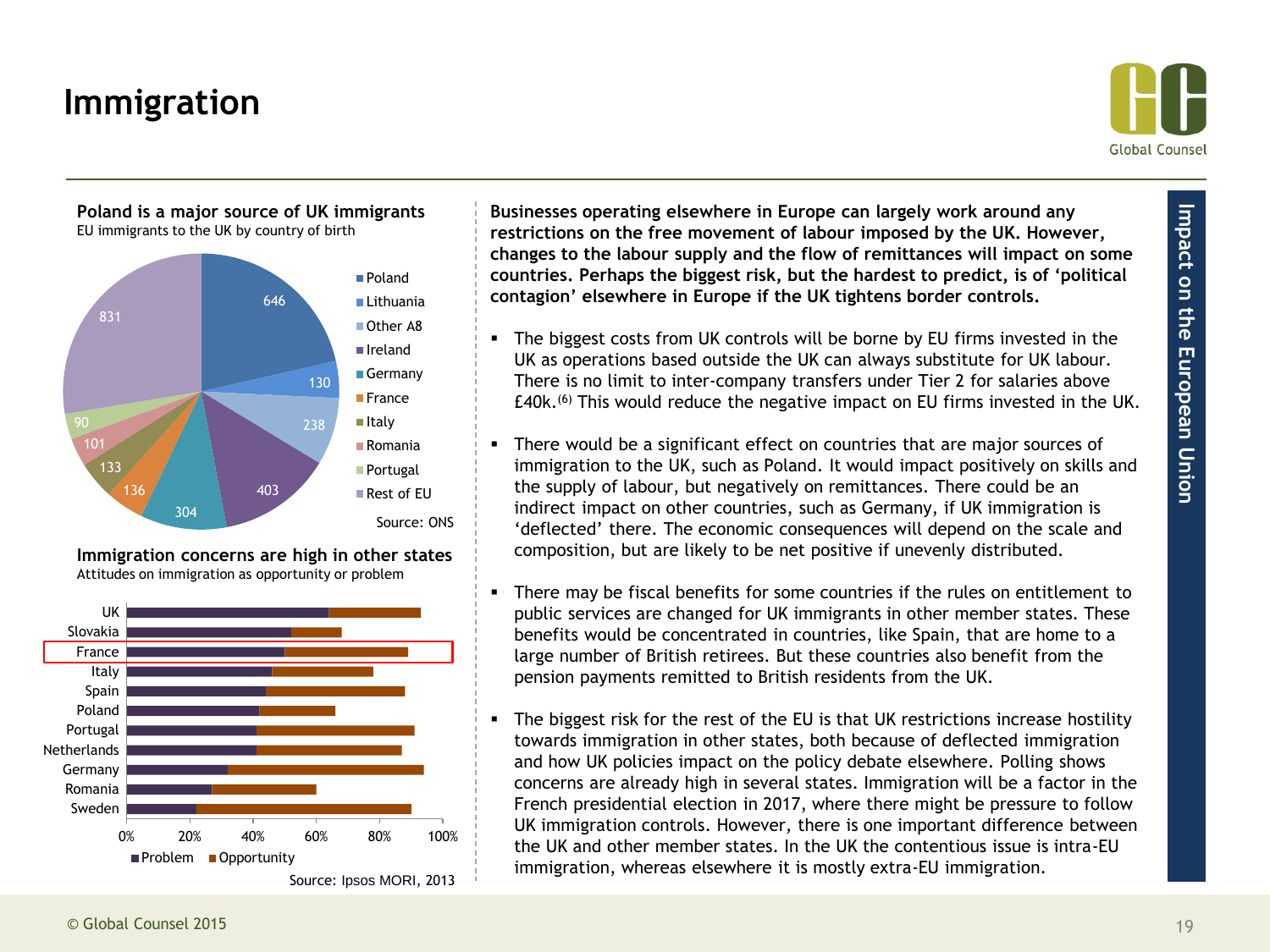# Immigration

**Poland is a major source of UK immigrants**
EU immigrants to the UK by country of birth

| Country | Immigrants |
|---|---|
| Poland | 646 |
| Lithuania | 130 |
| Other A8 | 238 |
| Ireland | 403 |
| Germany | 304 |
| France | 136 |
| Italy | 133 |
| Romania | 101 |
| Portugal | 90 |
| Rest of EU | 831 |

Source: ONS

**Immigration concerns are high in other states**
Attitudes on immigration as opportunity or problem

Countries shown: UK, Slovakia, France, Italy, Spain, Poland, Portugal, Netherlands, Germany, Romania, Sweden

■ Problem ■ Opportunity

Source: Ipsos MORI, 2013

**Businesses operating elsewhere in Europe can largely work around any restrictions on the free movement of labour imposed by the UK. However, changes to the labour supply and the flow of remittances will impact on some countries. Perhaps the biggest risk, but the hardest to predict, is of 'political contagion' elsewhere in Europe if the UK tightens border controls.**

- The biggest costs from UK controls will be borne by EU firms invested in the UK as operations based outside the UK can always substitute for UK labour. There is no limit to inter-company transfers under Tier 2 for salaries above £40k.[(6)] This would reduce the negative impact on EU firms invested in the UK.
- There would be a significant effect on countries that are major sources of immigration to the UK, such as Poland. It would impact positively on skills and the supply of labour, but negatively on remittances. There could be an indirect impact on other countries, such as Germany, if UK immigration is 'deflected' there. The economic consequences will depend on the scale and composition, but are likely to be net positive if unevenly distributed.
- There may be fiscal benefits for some countries if the rules on entitlement to public services are changed for UK immigrants in other member states. These benefits would be concentrated in countries, like Spain, that are home to a large number of British retirees. But these countries also benefit from the pension payments remitted to British residents from the UK.
- The biggest risk for the rest of the EU is that UK restrictions increase hostility towards immigration in other states, both because of deflected immigration and how UK policies impact on the policy debate elsewhere. Polling shows concerns are already high in several states. Immigration will be a factor in the French presidential election in 2017, where there might be pressure to follow UK immigration controls. However, there is one important difference between the UK and other member states. In the UK the contentious issue is intra-EU immigration, whereas elsewhere it is mostly extra-EU immigration.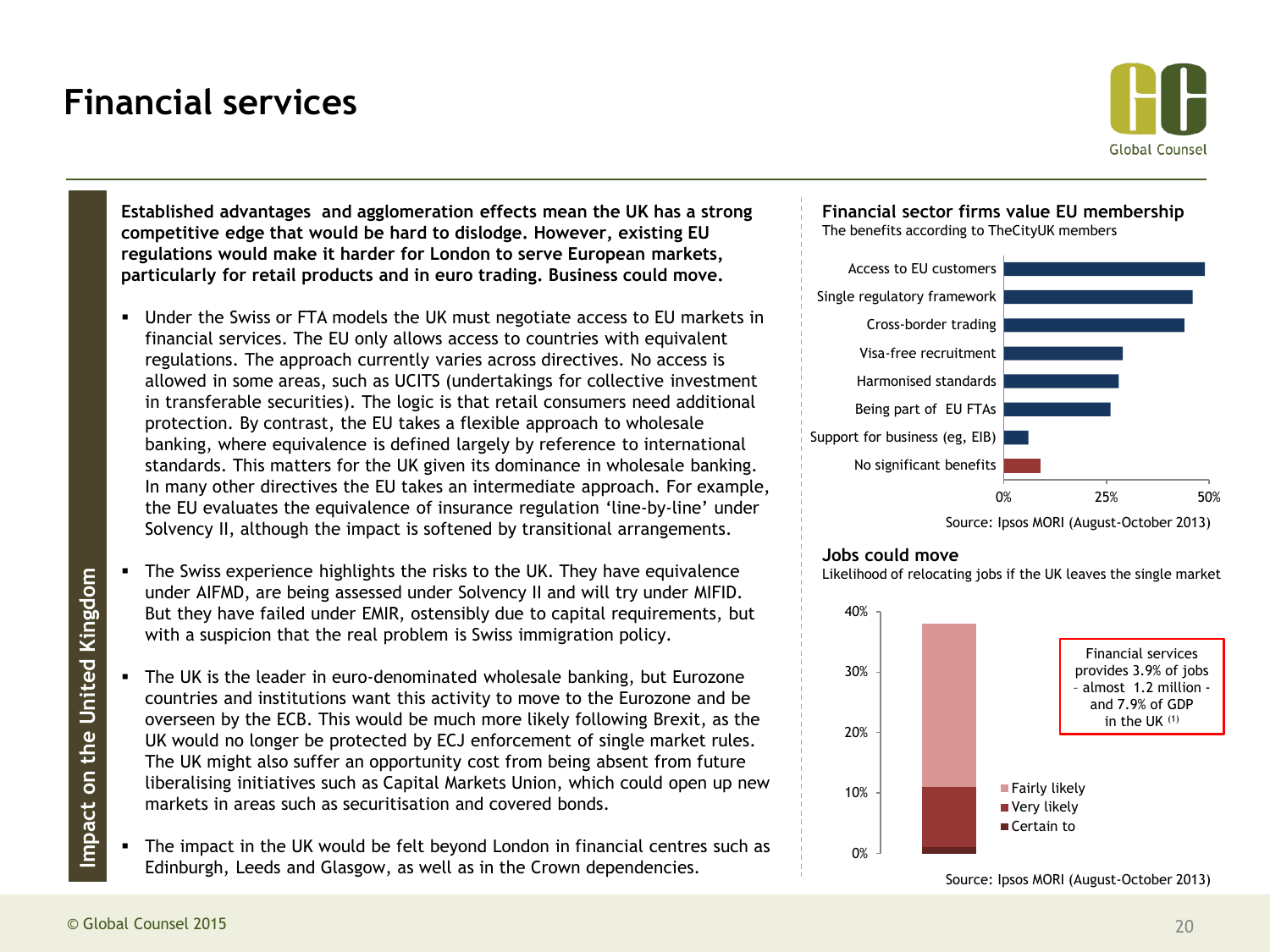# Financial services

**Impact on the United Kingdom**

**Established advantages and agglomeration effects mean the UK has a strong competitive edge that would be hard to dislodge. However, existing EU regulations would make it harder for London to serve European markets, particularly for retail products and in euro trading. Business could move.**

- Under the Swiss or FTA models the UK must negotiate access to EU markets in financial services. The EU only allows access to countries with equivalent regulations. The approach currently varies across directives. No access is allowed in some areas, such as UCITS (undertakings for collective investment in transferable securities). The logic is that retail consumers need additional protection. By contrast, the EU takes a flexible approach to wholesale banking, where equivalence is defined largely by reference to international standards. This matters for the UK given its dominance in wholesale banking. In many other directives the EU takes an intermediate approach. For example, the EU evaluates the equivalence of insurance regulation 'line-by-line' under Solvency II, although the impact is softened by transitional arrangements.

- The Swiss experience highlights the risks to the UK. They have equivalence under AIFMD, are being assessed under Solvency II and will try under MIFID. But they have failed under EMIR, ostensibly due to capital requirements, but with a suspicion that the real problem is Swiss immigration policy.

- The UK is the leader in euro-denominated wholesale banking, but Eurozone countries and institutions want this activity to move to the Eurozone and be overseen by the ECB. This would be much more likely following Brexit, as the UK would no longer be protected by ECJ enforcement of single market rules. The UK might also suffer an opportunity cost from being absent from future liberalising initiatives such as Capital Markets Union, which could open up new markets in areas such as securitisation and covered bonds.

- The impact in the UK would be felt beyond London in financial centres such as Edinburgh, Leeds and Glasgow, as well as in the Crown dependencies.

**Financial sector firms value EU membership**

The benefits according to TheCityUK members

- Access to EU customers
- Single regulatory framework
- Cross-border trading
- Visa-free recruitment
- Harmonised standards
- Being part of EU FTAs
- Support for business (eg, EIB)
- No significant benefits

0% 25% 50%

Source: Ipsos MORI (August-October 2013)

**Jobs could move**

Likelihood of relocating jobs if the UK leaves the single market

40% 30% 20% 10% 0%

- Fairly likely
- Very likely
- Certain to

Financial services provides 3.9% of jobs – almost 1.2 million – and 7.9% of GDP in the UK (1)

Source: Ipsos MORI (August-October 2013)

© Global Counsel 2015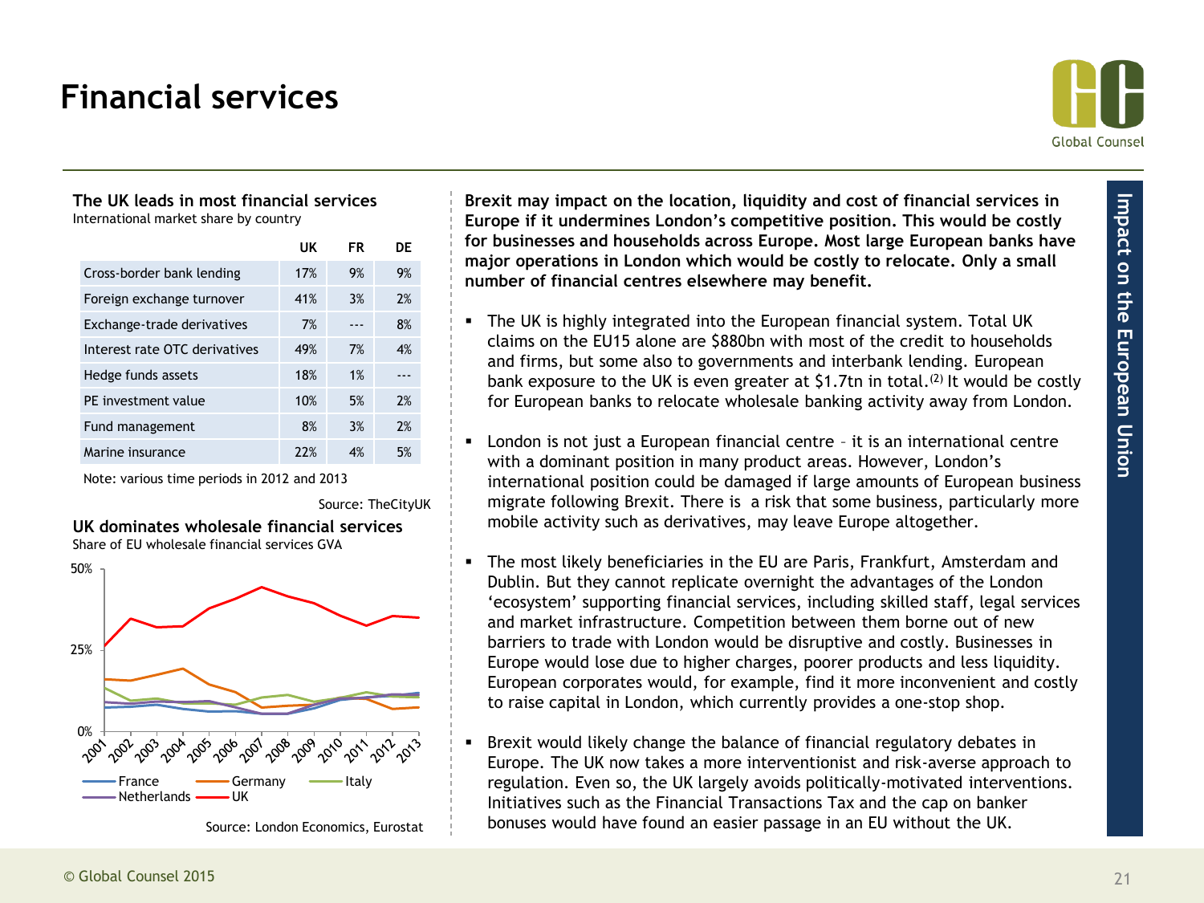# Financial services

Impact on the European Union

**The UK leads in most financial services**

International market share by country

| | UK | FR | DE |
|---|---|---|---|
| Cross-border bank lending | 17% | 9% | 9% |
| Foreign exchange turnover | 41% | 3% | 2% |
| Exchange-trade derivatives | 7% | --- | 8% |
| Interest rate OTC derivatives | 49% | 7% | 4% |
| Hedge funds assets | 18% | 1% | --- |
| PE investment value | 10% | 5% | 2% |
| Fund management | 8% | 3% | 2% |
| Marine insurance | 22% | 4% | 5% |

Note: various time periods in 2012 and 2013

Source: TheCityUK

**UK dominates wholesale financial services**

Share of EU wholesale financial services GVA

Source: London Economics, Eurostat

**Brexit may impact on the location, liquidity and cost of financial services in Europe if it undermines London's competitive position. This would be costly for businesses and households across Europe. Most large European banks have major operations in London which would be costly to relocate. Only a small number of financial centres elsewhere may benefit.**

- The UK is highly integrated into the European financial system. Total UK claims on the EU15 alone are $880bn with most of the credit to households and firms, but some also to governments and interbank lending. European bank exposure to the UK is even greater at $1.7tn in total.[2] It would be costly for European banks to relocate wholesale banking activity away from London.
- London is not just a European financial centre – it is an international centre with a dominant position in many product areas. However, London's international position could be damaged if large amounts of European business migrate following Brexit. There is a risk that some business, particularly more mobile activity such as derivatives, may leave Europe altogether.
- The most likely beneficiaries in the EU are Paris, Frankfurt, Amsterdam and Dublin. But they cannot replicate overnight the advantages of the London 'ecosystem' supporting financial services, including skilled staff, legal services and market infrastructure. Competition between them borne out of new barriers to trade with London would be disruptive and costly. Businesses in Europe would lose due to higher charges, poorer products and less liquidity. European corporates would, for example, find it more inconvenient and costly to raise capital in London, which currently provides a one-stop shop.
- Brexit would likely change the balance of financial regulatory debates in Europe. The UK now takes a more interventionist and risk-averse approach to regulation. Even so, the UK largely avoids politically-motivated interventions. Initiatives such as the Financial Transactions Tax and the cap on banker bonuses would have found an easier passage in an EU without the UK.

© Global Counsel 2015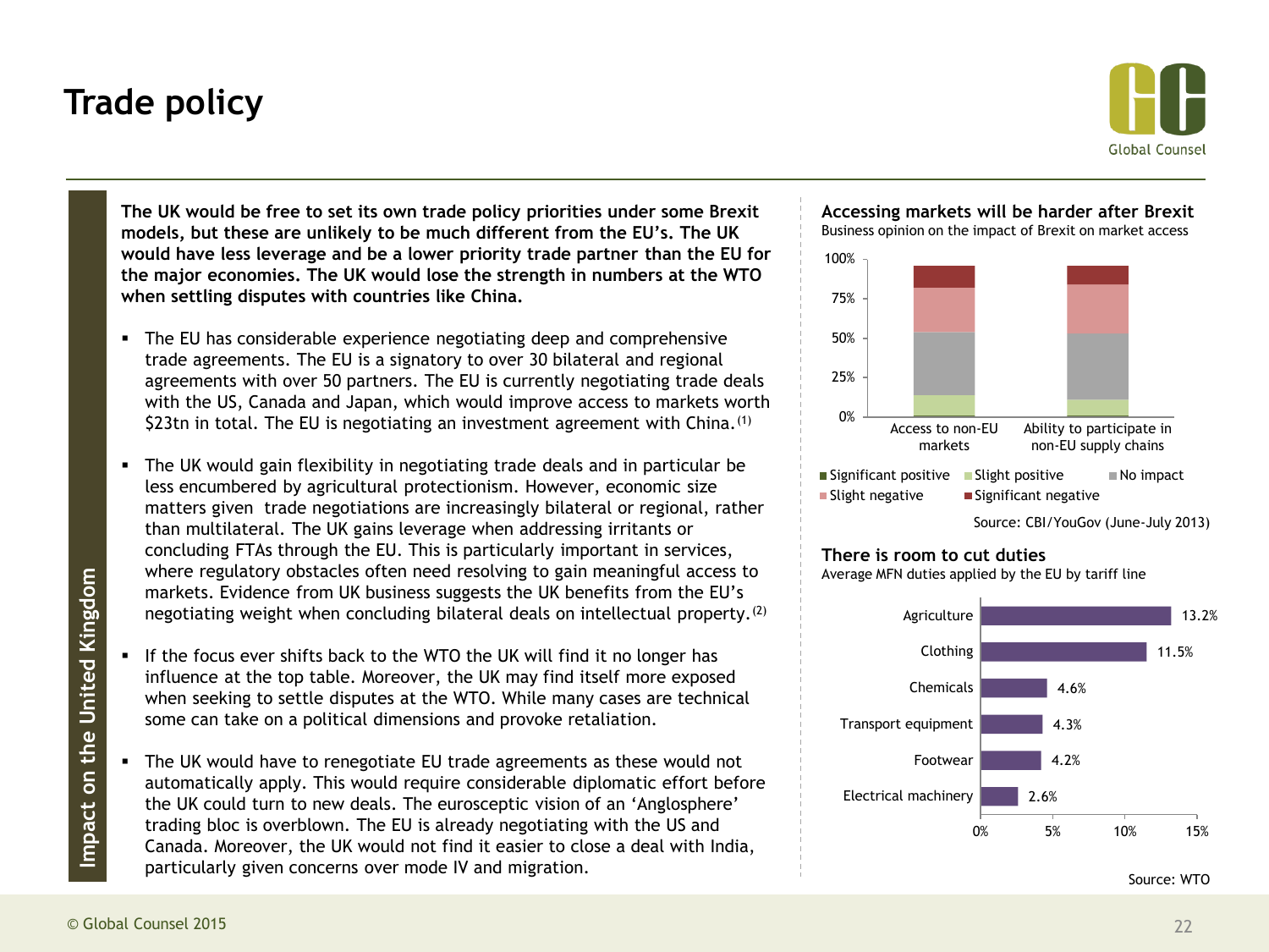# Trade policy

Impact on the United Kingdom

**The UK would be free to set its own trade policy priorities under some Brexit models, but these are unlikely to be much different from the EU's. The UK would have less leverage and be a lower priority trade partner than the EU for the major economies. The UK would lose the strength in numbers at the WTO when settling disputes with countries like China.**

- The EU has considerable experience negotiating deep and comprehensive trade agreements. The EU is a signatory to over 30 bilateral and regional agreements with over 50 partners. The EU is currently negotiating trade deals with the US, Canada and Japan, which would improve access to markets worth \$23tn in total. The EU is negotiating an investment agreement with China.[1]

- The UK would gain flexibility in negotiating trade deals and in particular be less encumbered by agricultural protectionism. However, economic size matters given trade negotiations are increasingly bilateral or regional, rather than multilateral. The UK gains leverage when addressing irritants or concluding FTAs through the EU. This is particularly important in services, where regulatory obstacles often need resolving to gain meaningful access to markets. Evidence from UK business suggests the UK benefits from the EU's negotiating weight when concluding bilateral deals on intellectual property.[2]

- If the focus ever shifts back to the WTO the UK will find it no longer has influence at the top table. Moreover, the UK may find itself more exposed when seeking to settle disputes at the WTO. While many cases are technical some can take on a political dimensions and provoke retaliation.

- The UK would have to renegotiate EU trade agreements as these would not automatically apply. This would require considerable diplomatic effort before the UK could turn to new deals. The eurosceptic vision of an 'Anglosphere' trading bloc is overblown. The EU is already negotiating with the US and Canada. Moreover, the UK would not find it easier to close a deal with India, particularly given concerns over mode IV and migration.

**Accessing markets will be harder after Brexit**

Business opinion on the impact of Brexit on market access

| | Access to non-EU markets | Ability to participate in non-EU supply chains |
|---|---|---|
| Significant positive | ~1% | ~1% |
| Slight positive | ~13% | ~10% |
| No impact | ~40% | ~42% |
| Slight negative | ~28% | ~31% |
| Significant negative | ~14% | ~12% |

Source: CBI/YouGov (June-July 2013)

**There is room to cut duties**

Average MFN duties applied by the EU by tariff line

| Sector | Average MFN duty |
|---|---|
| Agriculture | 13.2% |
| Clothing | 11.5% |
| Chemicals | 4.6% |
| Transport equipment | 4.3% |
| Footwear | 4.2% |
| Electrical machinery | 2.6% |

Source: WTO

© Global Counsel 2015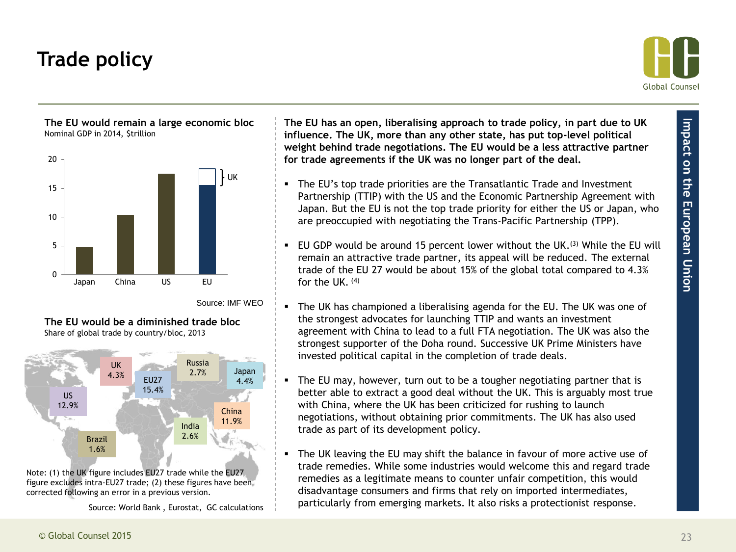# Trade policy

**The EU would remain a large economic bloc**
Nominal GDP in 2014, $trillion

Source: IMF WEO

**The EU would be a diminished trade bloc**
Share of global trade by country/bloc, 2013

| Country/bloc | Share |
|---|---|
| UK | 4.3% |
| EU27 | 15.4% |
| Russia | 2.7% |
| Japan | 4.4% |
| US | 12.9% |
| China | 11.9% |
| India | 2.6% |
| Brazil | 1.6% |

Note: (1) the UK figure includes EU27 trade while the EU27 figure excludes intra-EU27 trade; (2) these figures have been corrected following an error in a previous version.

Source: World Bank , Eurostat, GC calculations

**The EU has an open, liberalising approach to trade policy, in part due to UK influence. The UK, more than any other state, has put top-level political weight behind trade negotiations. The EU would be a less attractive partner for trade agreements if the UK was no longer part of the deal.**

- The EU's top trade priorities are the Transatlantic Trade and Investment Partnership (TTIP) with the US and the Economic Partnership Agreement with Japan. But the EU is not the top trade priority for either the US or Japan, who are preoccupied with negotiating the Trans-Pacific Partnership (TPP).
- EU GDP would be around 15 percent lower without the UK.[3] While the EU will remain an attractive trade partner, its appeal will be reduced. The external trade of the EU 27 would be about 15% of the global total compared to 4.3% for the UK. [4]
- The UK has championed a liberalising agenda for the EU. The UK was one of the strongest advocates for launching TTIP and wants an investment agreement with China to lead to a full FTA negotiation. The UK was also the strongest supporter of the Doha round. Successive UK Prime Ministers have invested political capital in the completion of trade deals.
- The EU may, however, turn out to be a tougher negotiating partner that is better able to extract a good deal without the UK. This is arguably most true with China, where the UK has been criticized for rushing to launch negotiations, without obtaining prior commitments. The UK has also used trade as part of its development policy.
- The UK leaving the EU may shift the balance in favour of more active use of trade remedies. While some industries would welcome this and regard trade remedies as a legitimate means to counter unfair competition, this would disadvantage consumers and firms that rely on imported intermediates, particularly from emerging markets. It also risks a protectionist response.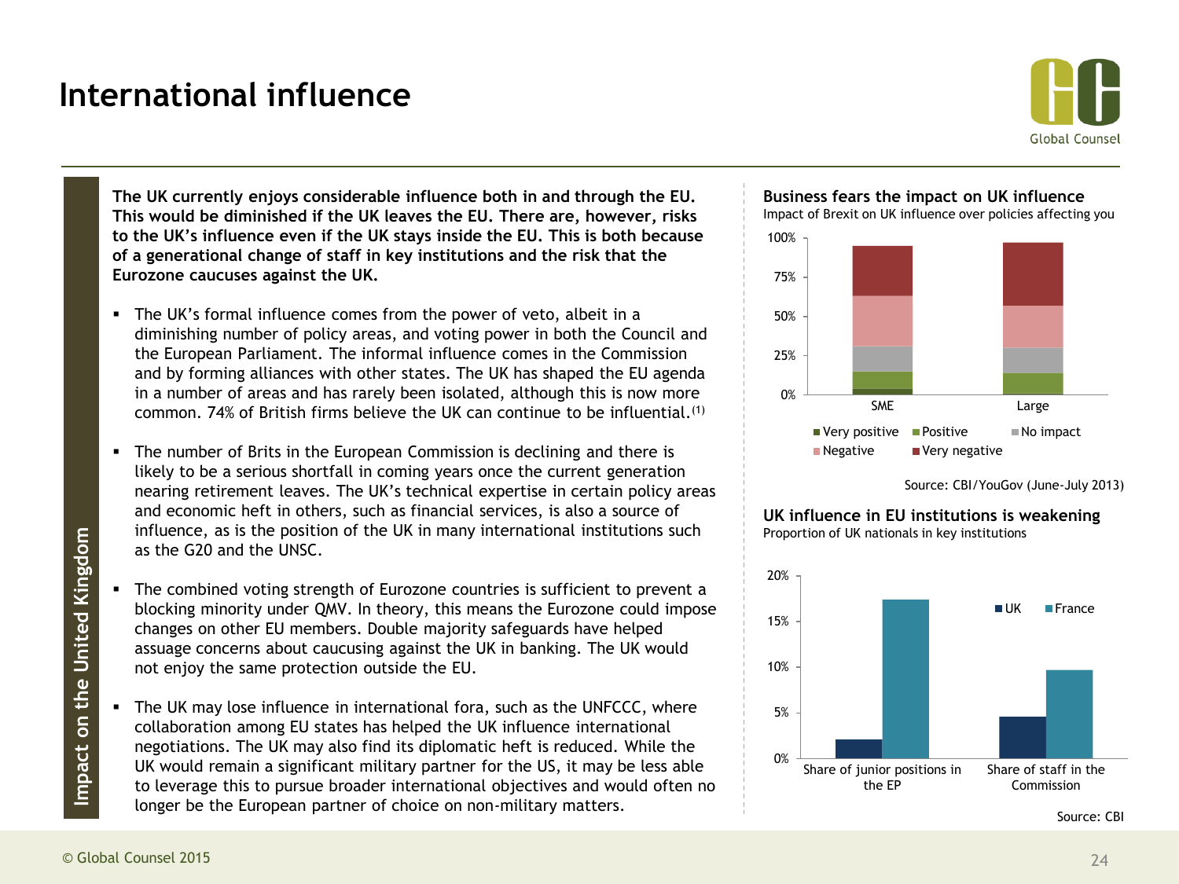# International influence

**The UK currently enjoys considerable influence both in and through the EU. This would be diminished if the UK leaves the EU. There are, however, risks to the UK's influence even if the UK stays inside the EU. This is both because of a generational change of staff in key institutions and the risk that the Eurozone caucuses against the UK.**

- The UK's formal influence comes from the power of veto, albeit in a diminishing number of policy areas, and voting power in both the Council and the European Parliament. The informal influence comes in the Commission and by forming alliances with other states. The UK has shaped the EU agenda in a number of areas and has rarely been isolated, although this is now more common. 74% of British firms believe the UK can continue to be influential.[1]
- The number of Brits in the European Commission is declining and there is likely to be a serious shortfall in coming years once the current generation nearing retirement leaves. The UK's technical expertise in certain policy areas and economic heft in others, such as financial services, is also a source of influence, as is the position of the UK in many international institutions such as the G20 and the UNSC.
- The combined voting strength of Eurozone countries is sufficient to prevent a blocking minority under QMV. In theory, this means the Eurozone could impose changes on other EU members. Double majority safeguards have helped assuage concerns about caucusing against the UK in banking. The UK would not enjoy the same protection outside the EU.
- The UK may lose influence in international fora, such as the UNFCCC, where collaboration among EU states has helped the UK influence international negotiations. The UK may also find its diplomatic heft is reduced. While the UK would remain a significant military partner for the US, it may be less able to leverage this to pursue broader international objectives and would often no longer be the European partner of choice on non-military matters.

**Business fears the impact on UK influence**

Impact of Brexit on UK influence over policies affecting you

| | Very positive | Positive | No impact | Negative | Very negative |
|---|---|---|---|---|---|
| SME | ~4% | ~11% | ~16% | ~32% | ~32% |
| Large | ~0% | ~14% | ~16% | ~27% | ~40% |

Source: CBI/YouGov (June-July 2013)

**UK influence in EU institutions is weakening**

Proportion of UK nationals in key institutions

| | UK | France |
|---|---|---|
| Share of junior positions in the EP | ~2% | ~17% |
| Share of staff in the Commission | ~4.5% | ~9.5% |

Source: CBI

Impact on the United Kingdom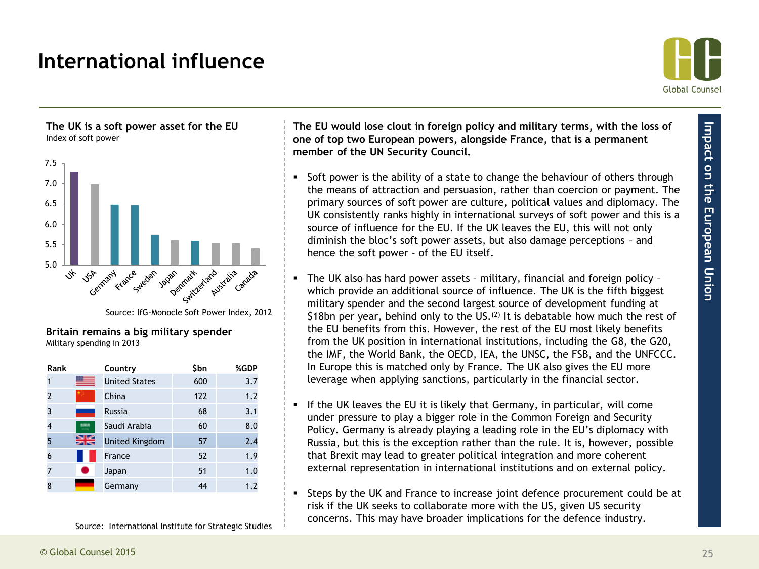# International influence

### The UK is a soft power asset for the EU

Index of soft power

Source: IfG-Monocle Soft Power Index, 2012

### Britain remains a big military spender

Military spending in 2013

| Rank | Country | $bn | %GDP |
|---|---|---|---|
| 1 | United States | 600 | 3.7 |
| 2 | China | 122 | 1.2 |
| 3 | Russia | 68 | 3.1 |
| 4 | Saudi Arabia | 60 | 8.0 |
| 5 | United Kingdom | 57 | 2.4 |
| 6 | France | 52 | 1.9 |
| 7 | Japan | 51 | 1.0 |
| 8 | Germany | 44 | 1.2 |

Source: International Institute for Strategic Studies

**The EU would lose clout in foreign policy and military terms, with the loss of one of top two European powers, alongside France, that is a permanent member of the UN Security Council.**

- Soft power is the ability of a state to change the behaviour of others through the means of attraction and persuasion, rather than coercion or payment. The primary sources of soft power are culture, political values and diplomacy. The UK consistently ranks highly in international surveys of soft power and this is a source of influence for the EU. If the UK leaves the EU, this will not only diminish the bloc's soft power assets, but also damage perceptions – and hence the soft power - of the EU itself.

- The UK also has hard power assets – military, financial and foreign policy – which provide an additional source of influence. The UK is the fifth biggest military spender and the second largest source of development funding at $18bn per year, behind only to the US.(2) It is debatable how much the rest of the EU benefits from this. However, the rest of the EU most likely benefits from the UK position in international institutions, including the G8, the G20, the IMF, the World Bank, the OECD, IEA, the UNSC, the FSB, and the UNFCCC. In Europe this is matched only by France. The UK also gives the EU more leverage when applying sanctions, particularly in the financial sector.

- If the UK leaves the EU it is likely that Germany, in particular, will come under pressure to play a bigger role in the Common Foreign and Security Policy. Germany is already playing a leading role in the EU's diplomacy with Russia, but this is the exception rather than the rule. It is, however, possible that Brexit may lead to greater political integration and more coherent external representation in international institutions and on external policy.

- Steps by the UK and France to increase joint defence procurement could be at risk if the UK seeks to collaborate more with the US, given US security concerns. This may have broader implications for the defence industry.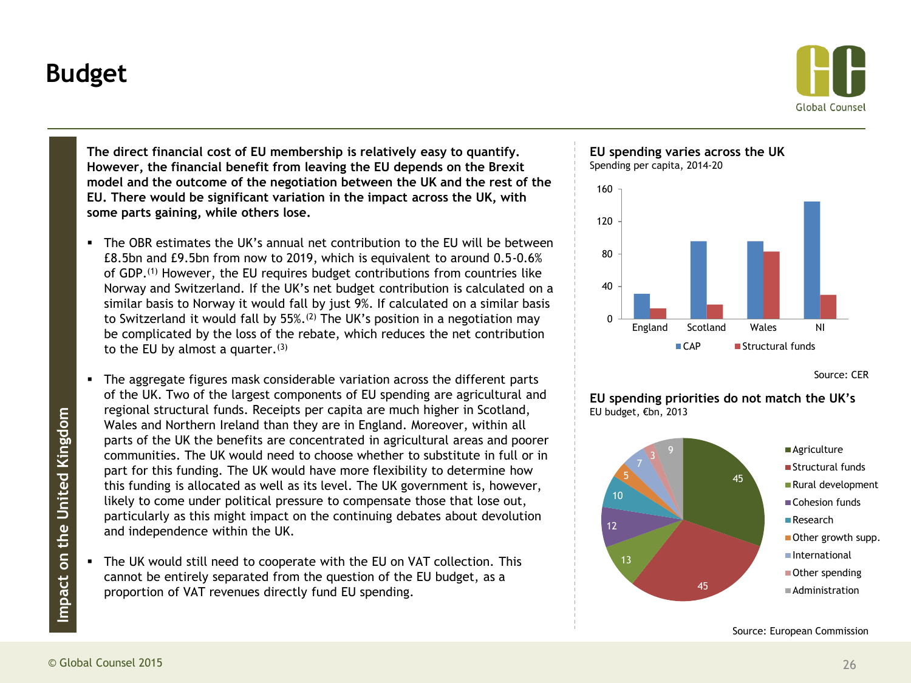# Budget

**The direct financial cost of EU membership is relatively easy to quantify. However, the financial benefit from leaving the EU depends on the Brexit model and the outcome of the negotiation between the UK and the rest of the EU. There would be significant variation in the impact across the UK, with some parts gaining, while others lose.**

- The OBR estimates the UK's annual net contribution to the EU will be between £8.5bn and £9.5bn from now to 2019, which is equivalent to around 0.5-0.6% of GDP.(1) However, the EU requires budget contributions from countries like Norway and Switzerland. If the UK's net budget contribution is calculated on a similar basis to Norway it would fall by just 9%. If calculated on a similar basis to Switzerland it would fall by 55%.(2) The UK's position in a negotiation may be complicated by the loss of the rebate, which reduces the net contribution to the EU by almost a quarter.(3)
- The aggregate figures mask considerable variation across the different parts of the UK. Two of the largest components of EU spending are agricultural and regional structural funds. Receipts per capita are much higher in Scotland, Wales and Northern Ireland than they are in England. Moreover, within all parts of the UK the benefits are concentrated in agricultural areas and poorer communities. The UK would need to choose whether to substitute in full or in part for this funding. The UK would have more flexibility to determine how this funding is allocated as well as its level. The UK government is, however, likely to come under political pressure to compensate those that lose out, particularly as this might impact on the continuing debates about devolution and independence within the UK.
- The UK would still need to cooperate with the EU on VAT collection. This cannot be entirely separated from the question of the EU budget, as a proportion of VAT revenues directly fund EU spending.

**EU spending varies across the UK**
Spending per capita, 2014-20

| | CAP | Structural funds |
|---|---|---|
| England | ~31 | ~13 |
| Scotland | ~96 | ~18 |
| Wales | ~96 | ~83 |
| NI | ~145 | ~30 |

Source: CER

**EU spending priorities do not match the UK's**
EU budget, €bn, 2013

| Category | €bn |
|---|---|
| Agriculture | 45 |
| Structural funds | 45 |
| Rural development | 13 |
| Cohesion funds | 12 |
| Research | 10 |
| Other growth supp. | 5 |
| International | 7 |
| Other spending | 3 |
| Administration | 9 |

Source: European Commission

Impact on the United Kingdom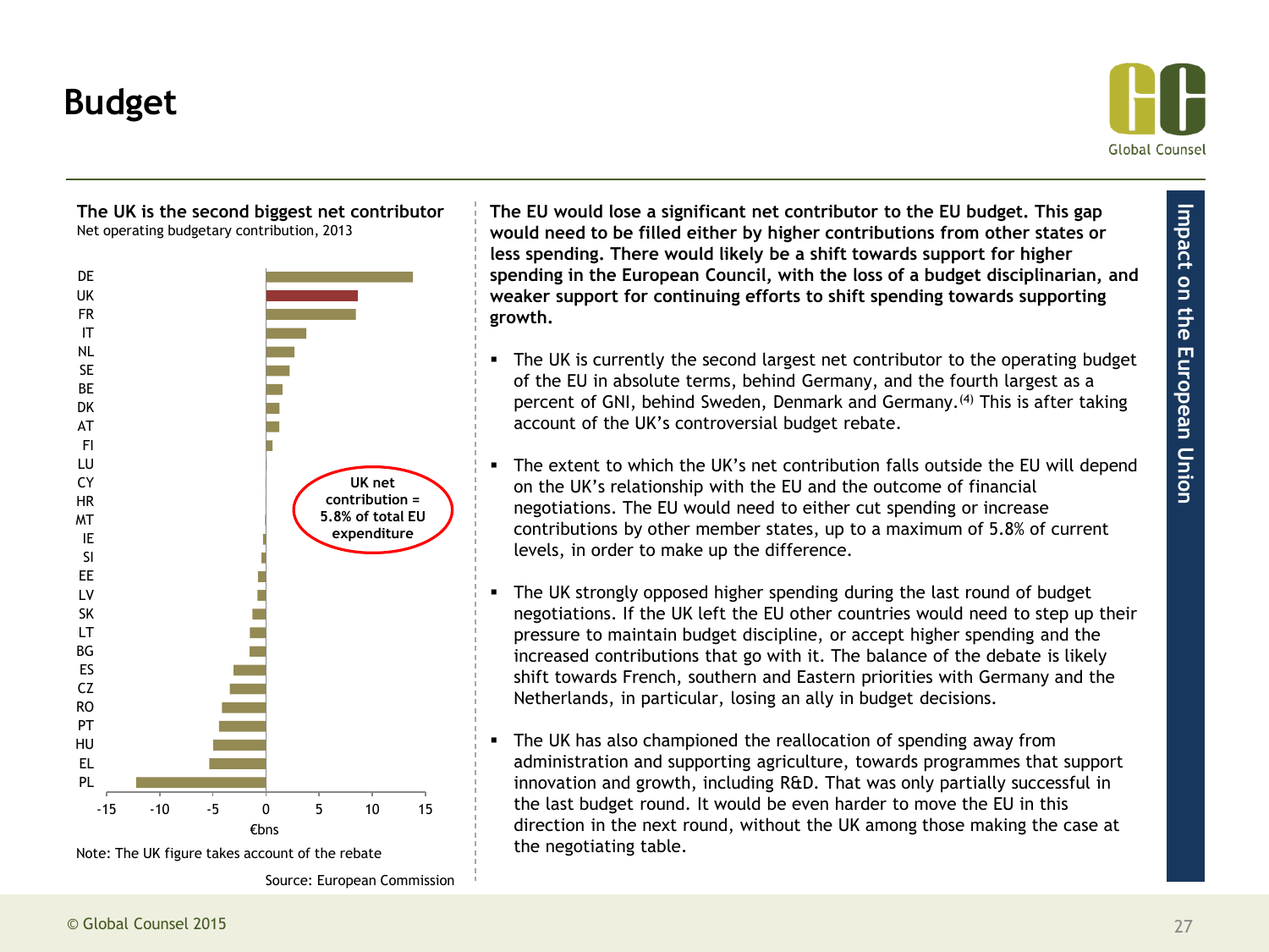# Budget

**The UK is the second biggest net contributor**
Net operating budgetary contribution, 2013

UK net contribution = 5.8% of total EU expenditure

€bns

Note: The UK figure takes account of the rebate

Source: European Commission

**The EU would lose a significant net contributor to the EU budget. This gap would need to be filled either by higher contributions from other states or less spending. There would likely be a shift towards support for higher spending in the European Council, with the loss of a budget disciplinarian, and weaker support for continuing efforts to shift spending towards supporting growth.**

- The UK is currently the second largest net contributor to the operating budget of the EU in absolute terms, behind Germany, and the fourth largest as a percent of GNI, behind Sweden, Denmark and Germany.(4) This is after taking account of the UK's controversial budget rebate.

- The extent to which the UK's net contribution falls outside the EU will depend on the UK's relationship with the EU and the outcome of financial negotiations. The EU would need to either cut spending or increase contributions by other member states, up to a maximum of 5.8% of current levels, in order to make up the difference.

- The UK strongly opposed higher spending during the last round of budget negotiations. If the UK left the EU other countries would need to step up their pressure to maintain budget discipline, or accept higher spending and the increased contributions that go with it. The balance of the debate is likely shift towards French, southern and Eastern priorities with Germany and the Netherlands, in particular, losing an ally in budget decisions.

- The UK has also championed the reallocation of spending away from administration and supporting agriculture, towards programmes that support innovation and growth, including R&D. That was only partially successful in the last budget round. It would be even harder to move the EU in this direction in the next round, without the UK among those making the case at the negotiating table.

Impact on the European Union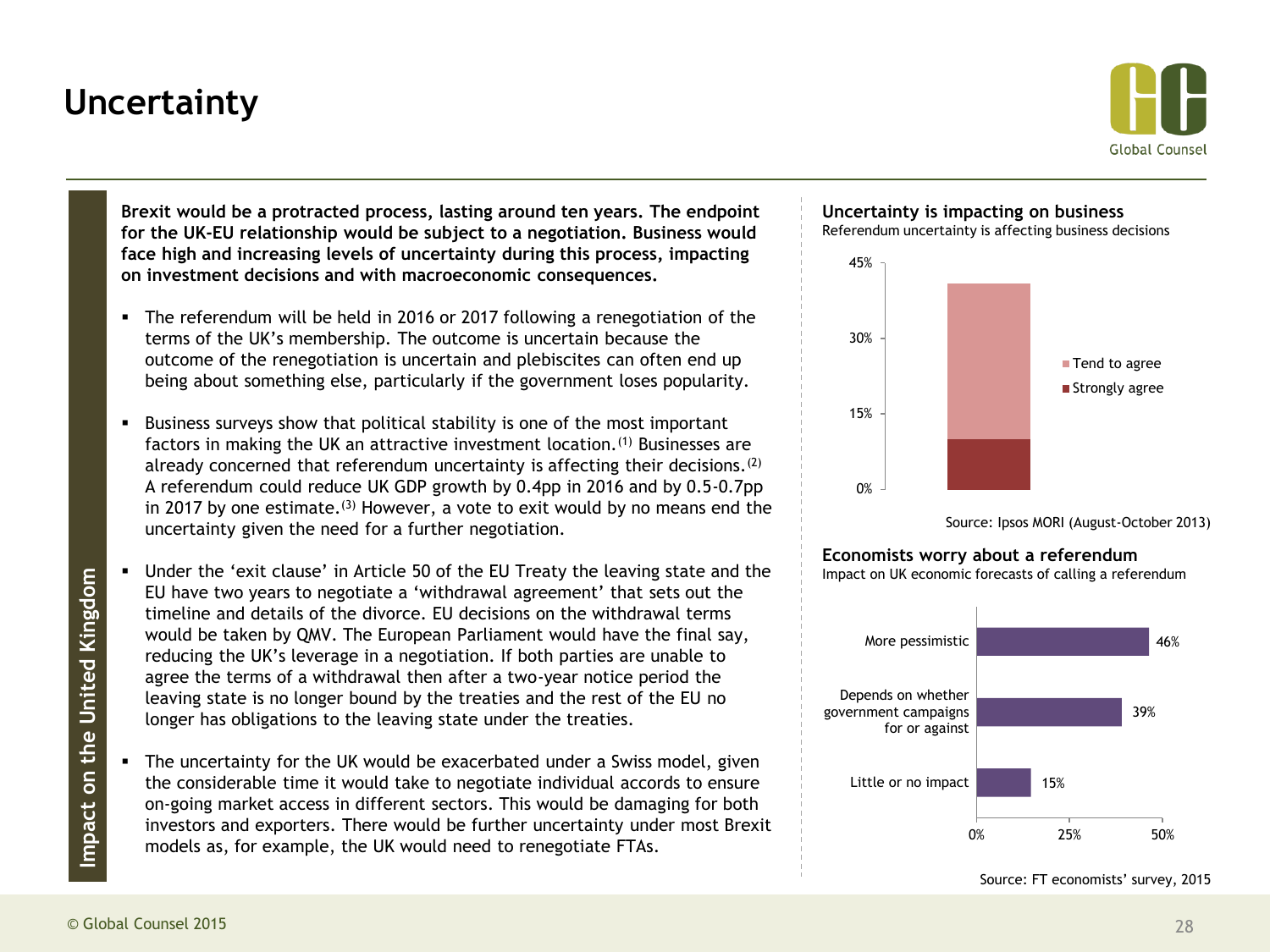# Uncertainty

Impact on the United Kingdom

**Brexit would be a protracted process, lasting around ten years. The endpoint for the UK-EU relationship would be subject to a negotiation. Business would face high and increasing levels of uncertainty during this process, impacting on investment decisions and with macroeconomic consequences.**

- The referendum will be held in 2016 or 2017 following a renegotiation of the terms of the UK's membership. The outcome is uncertain because the outcome of the renegotiation is uncertain and plebiscites can often end up being about something else, particularly if the government loses popularity.
- Business surveys show that political stability is one of the most important factors in making the UK an attractive investment location.[1] Businesses are already concerned that referendum uncertainty is affecting their decisions.[2] A referendum could reduce UK GDP growth by 0.4pp in 2016 and by 0.5-0.7pp in 2017 by one estimate.[3] However, a vote to exit would by no means end the uncertainty given the need for a further negotiation.
- Under the 'exit clause' in Article 50 of the EU Treaty the leaving state and the EU have two years to negotiate a 'withdrawal agreement' that sets out the timeline and details of the divorce. EU decisions on the withdrawal terms would be taken by QMV. The European Parliament would have the final say, reducing the UK's leverage in a negotiation. If both parties are unable to agree the terms of a withdrawal then after a two-year notice period the leaving state is no longer bound by the treaties and the rest of the EU no longer has obligations to the leaving state under the treaties.
- The uncertainty for the UK would be exacerbated under a Swiss model, given the considerable time it would take to negotiate individual accords to ensure on-going market access in different sectors. This would be damaging for both investors and exporters. There would be further uncertainty under most Brexit models as, for example, the UK would need to renegotiate FTAs.

**Uncertainty is impacting on business**

Referendum uncertainty is affecting business decisions

(Stacked bar chart, y-axis 0%–45%: Strongly agree approx. 10%; Tend to agree approx. 31%; total approx. 41%)

Source: Ipsos MORI (August-October 2013)

**Economists worry about a referendum**

Impact on UK economic forecasts of calling a referendum

| Response | Share |
|---|---|
| More pessimistic | 46% |
| Depends on whether government campaigns for or against | 39% |
| Little or no impact | 15% |

Source: FT economists' survey, 2015

© Global Counsel 2015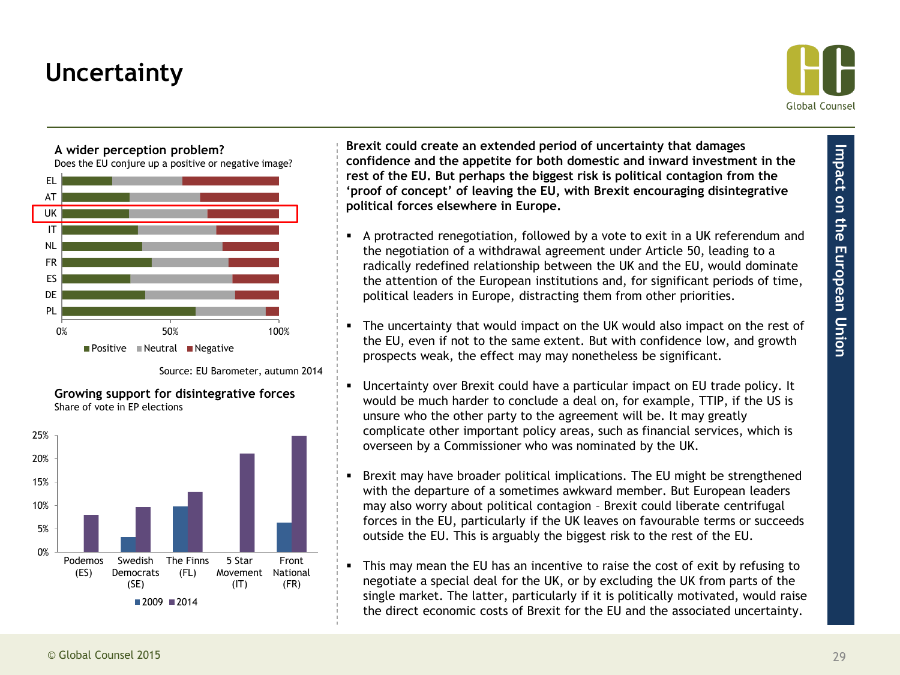# Uncertainty

### A wider perception problem?

Does the EU conjure up a positive or negative image?

EL, AT, UK, IT, NL, FR, ES, DE, PL

0% 50% 100%

Positive Neutral Negative

Source: EU Barometer, autumn 2014

### Growing support for disintegrative forces

Share of vote in EP elections

25% 20% 15% 10% 5% 0%

Podemos (ES), Swedish Democrats (SE), The Finns (FL), 5 Star Movement (IT), Front National (FR)

2009 2014

**Brexit could create an extended period of uncertainty that damages confidence and the appetite for both domestic and inward investment in the rest of the EU. But perhaps the biggest risk is political contagion from the 'proof of concept' of leaving the EU, with Brexit encouraging disintegrative political forces elsewhere in Europe.**

- A protracted renegotiation, followed by a vote to exit in a UK referendum and the negotiation of a withdrawal agreement under Article 50, leading to a radically redefined relationship between the UK and the EU, would dominate the attention of the European institutions and, for significant periods of time, political leaders in Europe, distracting them from other priorities.
- The uncertainty that would impact on the UK would also impact on the rest of the EU, even if not to the same extent. But with confidence low, and growth prospects weak, the effect may may nonetheless be significant.
- Uncertainty over Brexit could have a particular impact on EU trade policy. It would be much harder to conclude a deal on, for example, TTIP, if the US is unsure who the other party to the agreement will be. It may greatly complicate other important policy areas, such as financial services, which is overseen by a Commissioner who was nominated by the UK.
- Brexit may have broader political implications. The EU might be strengthened with the departure of a sometimes awkward member. But European leaders may also worry about political contagion – Brexit could liberate centrifugal forces in the EU, particularly if the UK leaves on favourable terms or succeeds outside the EU. This is arguably the biggest risk to the rest of the EU.
- This may mean the EU has an incentive to raise the cost of exit by refusing to negotiate a special deal for the UK, or by excluding the UK from parts of the single market. The latter, particularly if it is politically motivated, would raise the direct economic costs of Brexit for the EU and the associated uncertainty.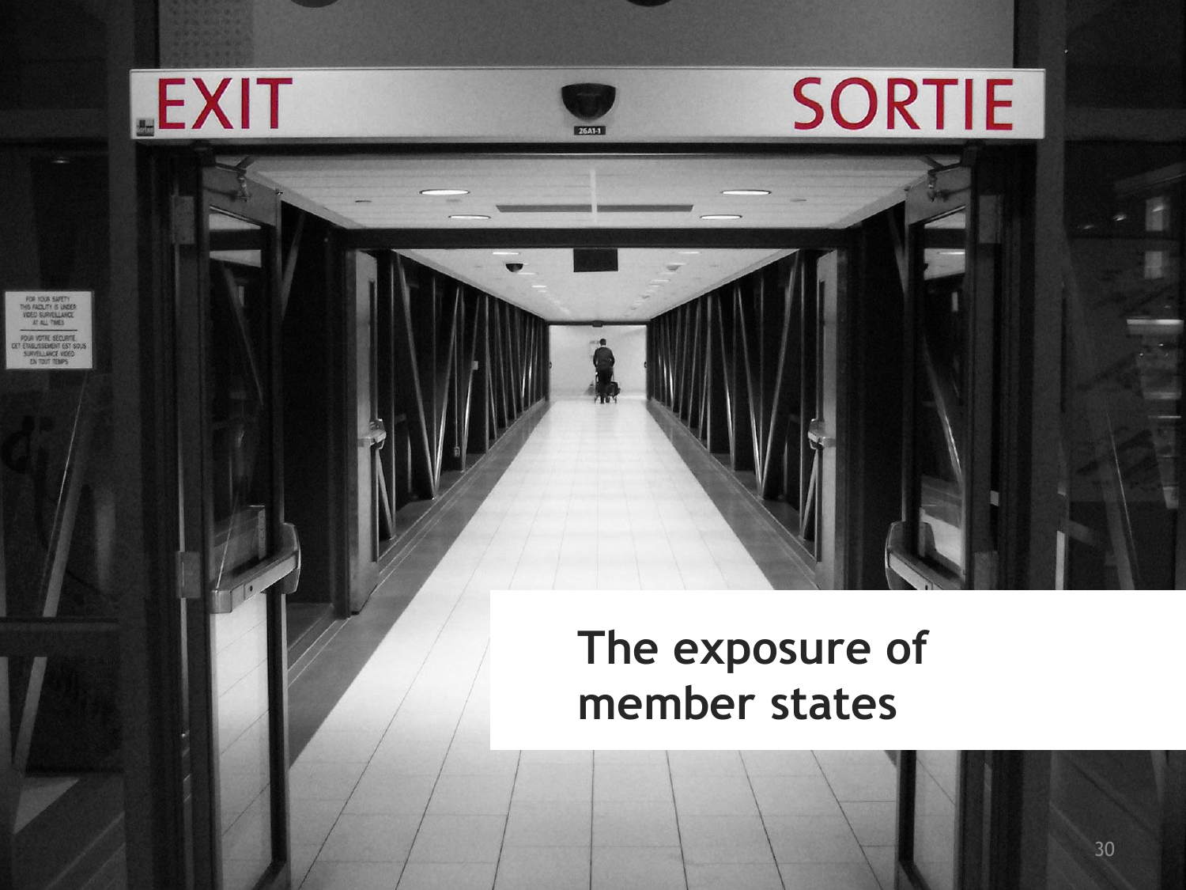## The exposure of member states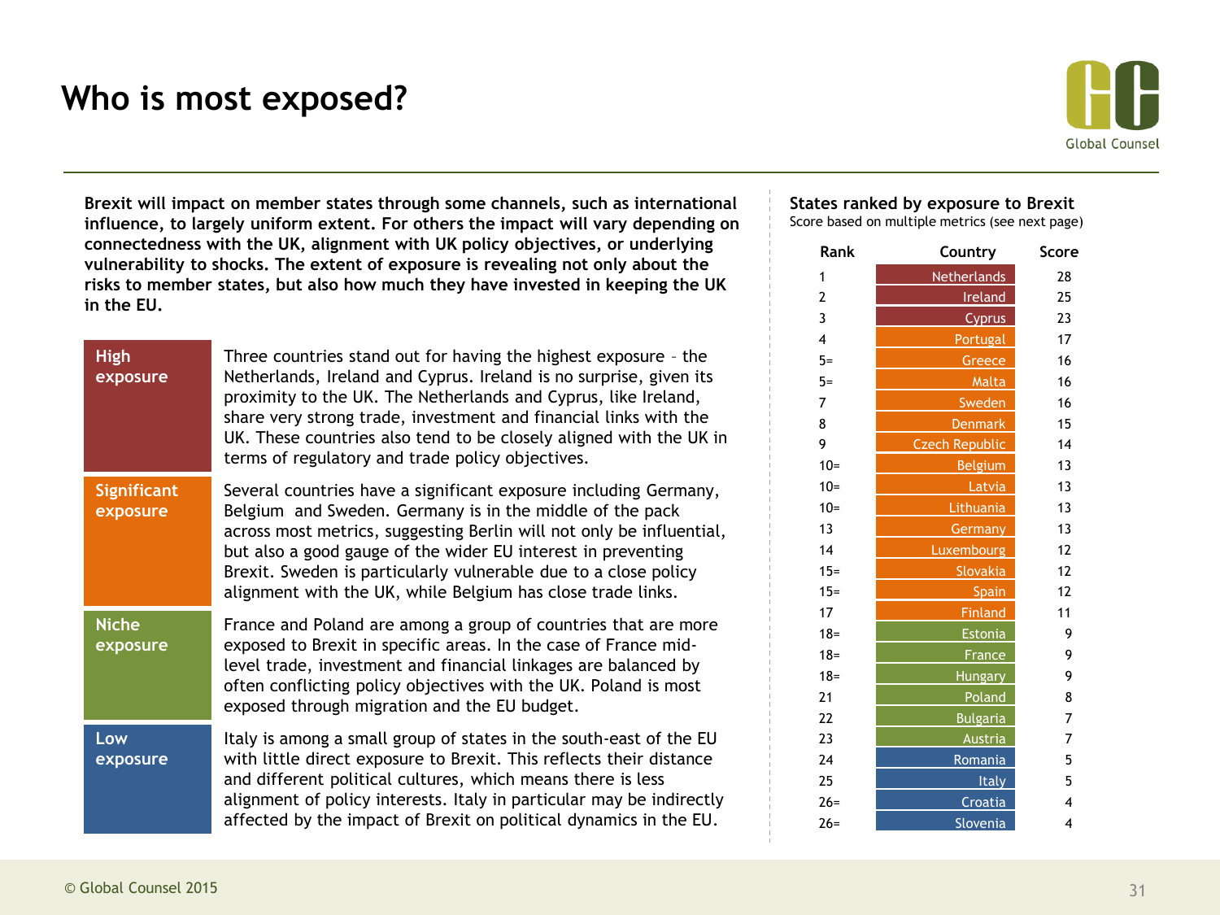# Who is most exposed?

**Brexit will impact on member states through some channels, such as international influence, to largely uniform extent. For others the impact will vary depending on connectedness with the UK, alignment with UK policy objectives, or underlying vulnerability to shocks. The extent of exposure is revealing not only about the risks to member states, but also how much they have invested in keeping the UK in the EU.**

| | |
|---|---|
| **High exposure** | Three countries stand out for having the highest exposure – the Netherlands, Ireland and Cyprus. Ireland is no surprise, given its proximity to the UK. The Netherlands and Cyprus, like Ireland, share very strong trade, investment and financial links with the UK. These countries also tend to be closely aligned with the UK in terms of regulatory and trade policy objectives. |
| **Significant exposure** | Several countries have a significant exposure including Germany, Belgium and Sweden. Germany is in the middle of the pack across most metrics, suggesting Berlin will not only be influential, but also a good gauge of the wider EU interest in preventing Brexit. Sweden is particularly vulnerable due to a close policy alignment with the UK, while Belgium has close trade links. |
| **Niche exposure** | France and Poland are among a group of countries that are more exposed to Brexit in specific areas. In the case of France mid-level trade, investment and financial linkages are balanced by often conflicting policy objectives with the UK. Poland is most exposed through migration and the EU budget. |
| **Low exposure** | Italy is among a small group of states in the south-east of the EU with little direct exposure to Brexit. This reflects their distance and different political cultures, which means there is less alignment of policy interests. Italy in particular may be indirectly affected by the impact of Brexit on political dynamics in the EU. |

**States ranked by exposure to Brexit**
Score based on multiple metrics (see next page)

| Rank | Country | Score |
|---|---|---|
| 1 | Netherlands | 28 |
| 2 | Ireland | 25 |
| 3 | Cyprus | 23 |
| 4 | Portugal | 17 |
| 5= | Greece | 16 |
| 5= | Malta | 16 |
| 7 | Sweden | 16 |
| 8 | Denmark | 15 |
| 9 | Czech Republic | 14 |
| 10= | Belgium | 13 |
| 10= | Latvia | 13 |
| 10= | Lithuania | 13 |
| 13 | Germany | 13 |
| 14 | Luxembourg | 12 |
| 15= | Slovakia | 12 |
| 15= | Spain | 12 |
| 17 | Finland | 11 |
| 18= | Estonia | 9 |
| 18= | France | 9 |
| 18= | Hungary | 9 |
| 21 | Poland | 8 |
| 22 | Bulgaria | 7 |
| 23 | Austria | 7 |
| 24 | Romania | 5 |
| 25 | Italy | 5 |
| 26= | Croatia | 4 |
| 26= | Slovenia | 4 |

© Global Counsel 2015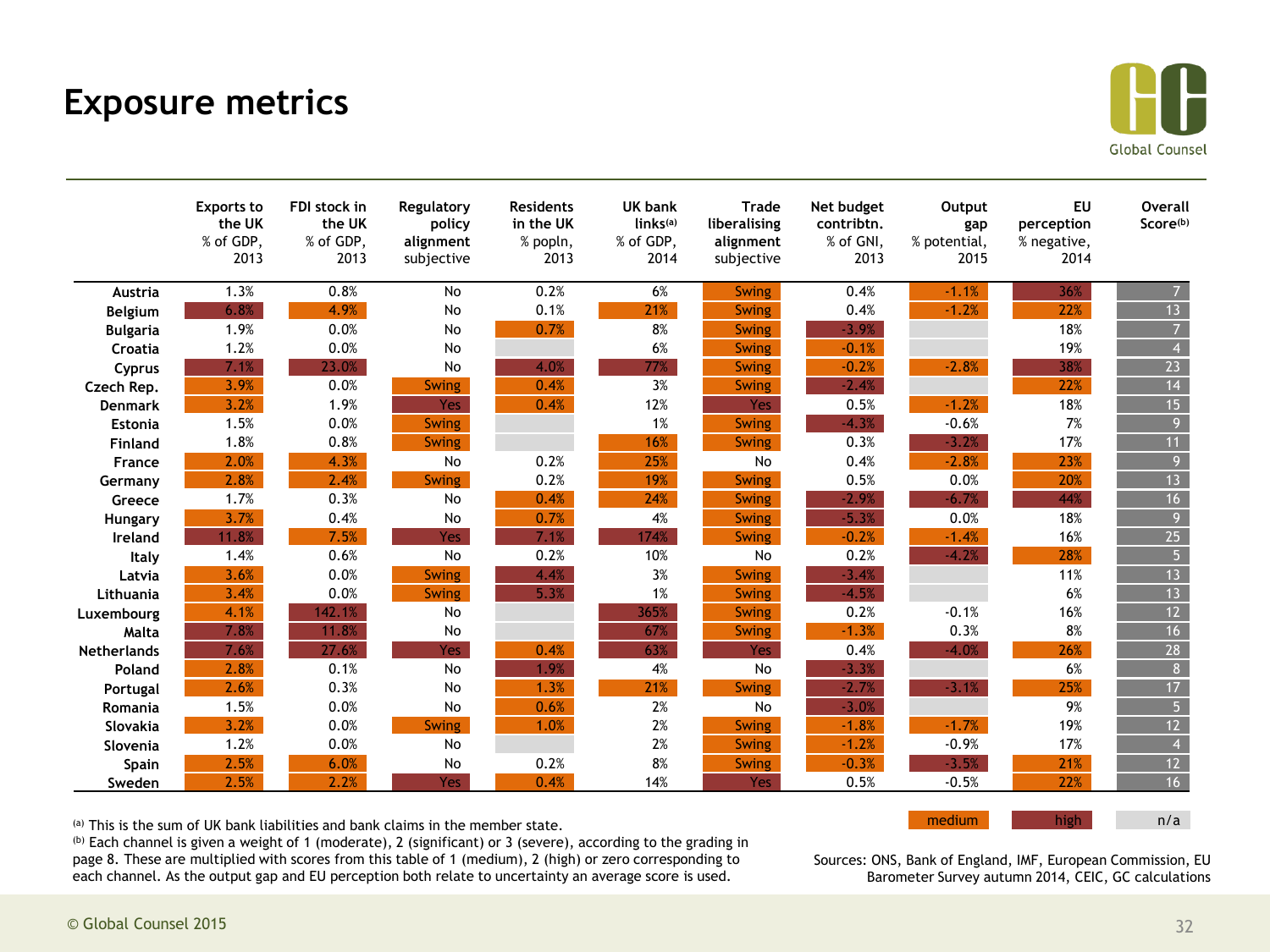# Exposure metrics

| | Exports to the UK % of GDP, 2013 | FDI stock in the UK % of GDP, 2013 | Regulatory policy alignment subjective | Residents in the UK % popln, 2013 | UK bank links[a] % of GDP, 2014 | Trade liberalising alignment subjective | Net budget contribtn. % of GNI, 2013 | Output gap % potential, 2015 | EU perception % negative, 2014 | Overall Score[b] |
|---|---|---|---|---|---|---|---|---|---|---|
| Austria | 1.3% | 0.8% | No | 0.2% | 6% | Swing | 0.4% | -1.1% | 36% | 7 |
| Belgium | 6.8% | 4.9% | No | 0.1% | 21% | Swing | 0.4% | -1.2% | 22% | 13 |
| Bulgaria | 1.9% | 0.0% | No | 0.7% | 8% | Swing | -3.9% | | 18% | 7 |
| Croatia | 1.2% | 0.0% | No | | 6% | Swing | -0.1% | | 19% | 4 |
| Cyprus | 7.1% | 23.0% | No | 4.0% | 77% | Swing | -0.2% | -2.8% | 38% | 23 |
| Czech Rep. | 3.9% | 0.0% | Swing | 0.4% | 3% | Swing | -2.4% | | 22% | 14 |
| Denmark | 3.2% | 1.9% | Yes | 0.4% | 12% | Yes | 0.5% | -1.2% | 18% | 15 |
| Estonia | 1.5% | 0.0% | Swing | | 1% | Swing | -4.3% | -0.6% | 7% | 9 |
| Finland | 1.8% | 0.8% | Swing | | 16% | Swing | 0.3% | -3.2% | 17% | 11 |
| France | 2.0% | 4.3% | No | 0.2% | 25% | No | 0.4% | -2.8% | 23% | 9 |
| Germany | 2.8% | 2.4% | Swing | 0.2% | 19% | Swing | 0.5% | 0.0% | 20% | 13 |
| Greece | 1.7% | 0.3% | No | 0.4% | 24% | Swing | -2.9% | -6.7% | 44% | 16 |
| Hungary | 3.7% | 0.4% | No | 0.7% | 4% | Swing | -5.3% | 0.0% | 18% | 9 |
| Ireland | 11.8% | 7.5% | Yes | 7.1% | 174% | Swing | -0.2% | -1.4% | 16% | 25 |
| Italy | 1.4% | 0.6% | No | 0.2% | 10% | No | 0.2% | -4.2% | 28% | 5 |
| Latvia | 3.6% | 0.0% | Swing | 4.4% | 3% | Swing | -3.4% | | 11% | 13 |
| Lithuania | 3.4% | 0.0% | Swing | 5.3% | 1% | Swing | -4.5% | | 6% | 13 |
| Luxembourg | 4.1% | 142.1% | No | | 365% | Swing | 0.2% | -0.1% | 16% | 12 |
| Malta | 7.8% | 11.8% | No | | 67% | Swing | -1.3% | 0.3% | 8% | 16 |
| Netherlands | 7.6% | 27.6% | Yes | 0.4% | 63% | Yes | 0.4% | -4.0% | 26% | 28 |
| Poland | 2.8% | 0.1% | No | 1.9% | 4% | No | -3.3% | | 6% | 8 |
| Portugal | 2.6% | 0.3% | No | 1.3% | 21% | Swing | -2.7% | -3.1% | 25% | 17 |
| Romania | 1.5% | 0.0% | No | 0.6% | 2% | No | -3.0% | | 9% | 5 |
| Slovakia | 3.2% | 0.0% | Swing | 1.0% | 2% | Swing | -1.8% | -1.7% | 19% | 12 |
| Slovenia | 1.2% | 0.0% | No | | 2% | Swing | -1.2% | -0.9% | 17% | 4 |
| Spain | 2.5% | 6.0% | No | 0.2% | 8% | Swing | -0.3% | -3.5% | 21% | 12 |
| Sweden | 2.5% | 2.2% | Yes | 0.4% | 14% | Yes | 0.5% | -0.5% | 22% | 16 |

Legend: medium | high | n/a

(a) This is the sum of UK bank liabilities and bank claims in the member state.
(b) Each channel is given a weight of 1 (moderate), 2 (significant) or 3 (severe), according to the grading in page 8. These are multiplied with scores from this table of 1 (medium), 2 (high) or zero corresponding to each channel. As the output gap and EU perception both relate to uncertainty an average score is used.

Sources: ONS, Bank of England, IMF, European Commission, EU Barometer Survey autumn 2014, CEIC, GC calculations

© Global Counsel 2015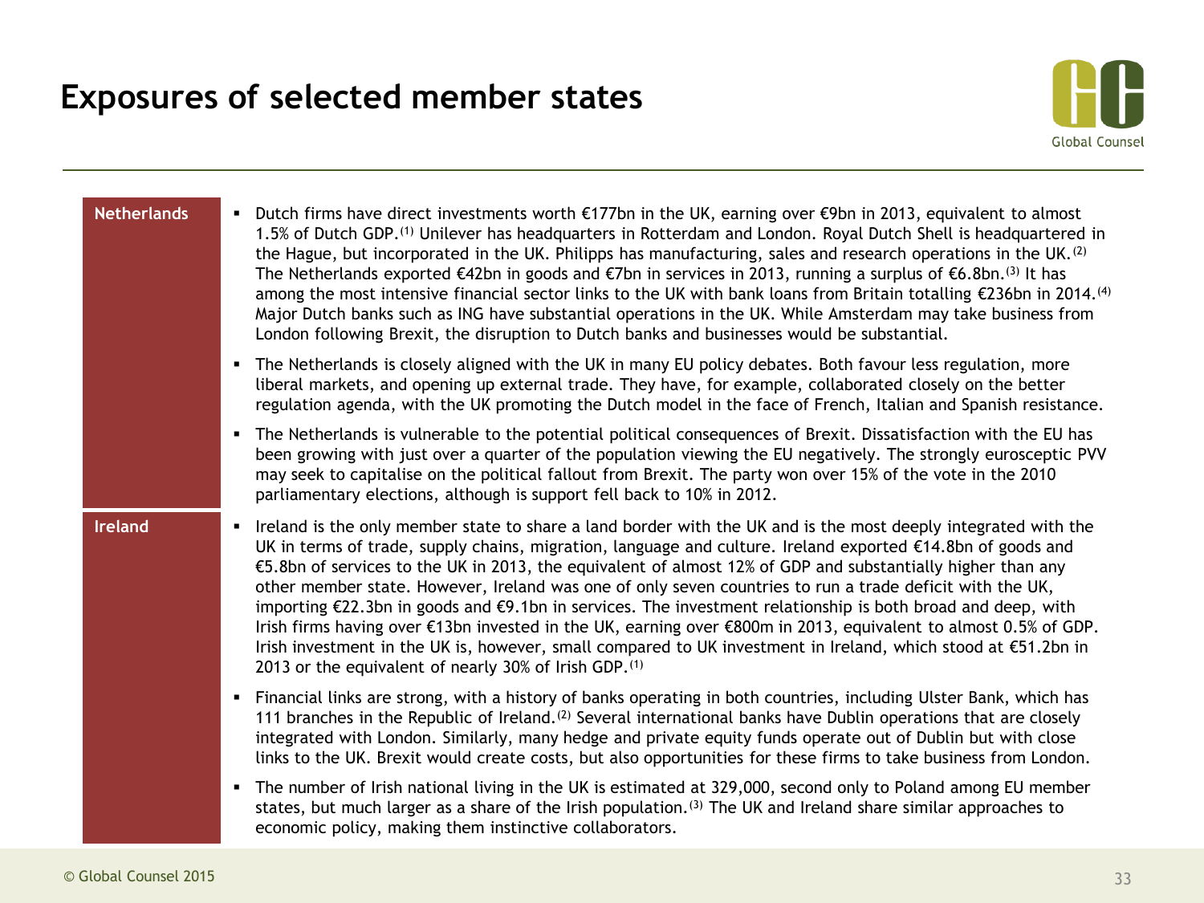# Exposures of selected member states

## Netherlands

- Dutch firms have direct investments worth €177bn in the UK, earning over €9bn in 2013, equivalent to almost 1.5% of Dutch GDP.[1] Unilever has headquarters in Rotterdam and London. Royal Dutch Shell is headquartered in the Hague, but incorporated in the UK. Philipps has manufacturing, sales and research operations in the UK.[2] The Netherlands exported €42bn in goods and €7bn in services in 2013, running a surplus of €6.8bn.[3] It has among the most intensive financial sector links to the UK with bank loans from Britain totalling €236bn in 2014.[4] Major Dutch banks such as ING have substantial operations in the UK. While Amsterdam may take business from London following Brexit, the disruption to Dutch banks and businesses would be substantial.
- The Netherlands is closely aligned with the UK in many EU policy debates. Both favour less regulation, more liberal markets, and opening up external trade. They have, for example, collaborated closely on the better regulation agenda, with the UK promoting the Dutch model in the face of French, Italian and Spanish resistance.
- The Netherlands is vulnerable to the potential political consequences of Brexit. Dissatisfaction with the EU has been growing with just over a quarter of the population viewing the EU negatively. The strongly eurosceptic PVV may seek to capitalise on the political fallout from Brexit. The party won over 15% of the vote in the 2010 parliamentary elections, although is support fell back to 10% in 2012.

## Ireland

- Ireland is the only member state to share a land border with the UK and is the most deeply integrated with the UK in terms of trade, supply chains, migration, language and culture. Ireland exported €14.8bn of goods and €5.8bn of services to the UK in 2013, the equivalent of almost 12% of GDP and substantially higher than any other member state. However, Ireland was one of only seven countries to run a trade deficit with the UK, importing €22.3bn in goods and €9.1bn in services. The investment relationship is both broad and deep, with Irish firms having over €13bn invested in the UK, earning over €800m in 2013, equivalent to almost 0.5% of GDP. Irish investment in the UK is, however, small compared to UK investment in Ireland, which stood at €51.2bn in 2013 or the equivalent of nearly 30% of Irish GDP.[1]
- Financial links are strong, with a history of banks operating in both countries, including Ulster Bank, which has 111 branches in the Republic of Ireland.[2] Several international banks have Dublin operations that are closely integrated with London. Similarly, many hedge and private equity funds operate out of Dublin but with close links to the UK. Brexit would create costs, but also opportunities for these firms to take business from London.
- The number of Irish national living in the UK is estimated at 329,000, second only to Poland among EU member states, but much larger as a share of the Irish population.[3] The UK and Ireland share similar approaches to economic policy, making them instinctive collaborators.

© Global Counsel 2015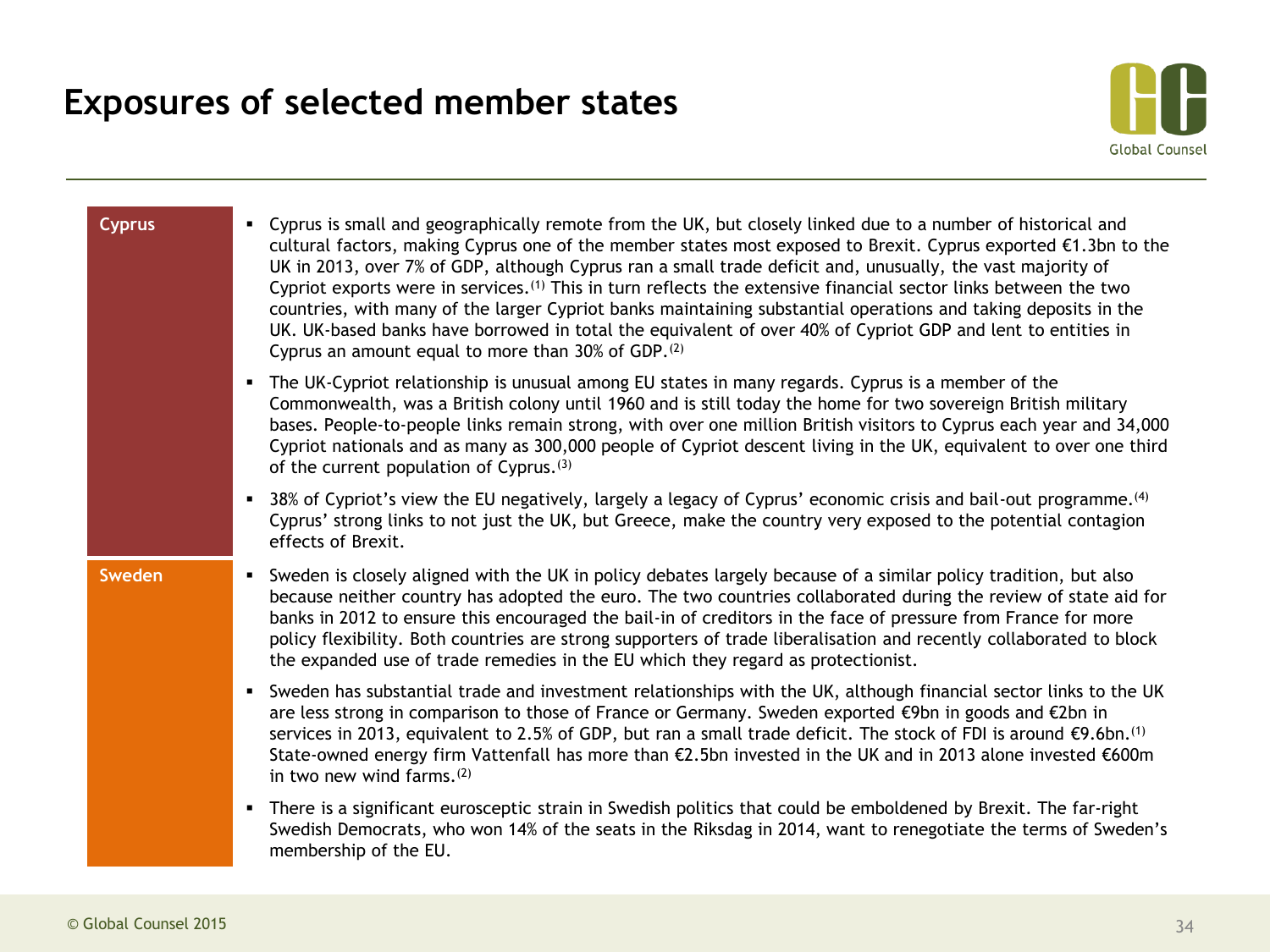# Exposures of selected member states

## Cyprus

- Cyprus is small and geographically remote from the UK, but closely linked due to a number of historical and cultural factors, making Cyprus one of the member states most exposed to Brexit. Cyprus exported €1.3bn to the UK in 2013, over 7% of GDP, although Cyprus ran a small trade deficit and, unusually, the vast majority of Cypriot exports were in services.[1] This in turn reflects the extensive financial sector links between the two countries, with many of the larger Cypriot banks maintaining substantial operations and taking deposits in the UK. UK-based banks have borrowed in total the equivalent of over 40% of Cypriot GDP and lent to entities in Cyprus an amount equal to more than 30% of GDP.[2]
- The UK-Cypriot relationship is unusual among EU states in many regards. Cyprus is a member of the Commonwealth, was a British colony until 1960 and is still today the home for two sovereign British military bases. People-to-people links remain strong, with over one million British visitors to Cyprus each year and 34,000 Cypriot nationals and as many as 300,000 people of Cypriot descent living in the UK, equivalent to over one third of the current population of Cyprus.[3]
- 38% of Cypriot's view the EU negatively, largely a legacy of Cyprus' economic crisis and bail-out programme.[4] Cyprus' strong links to not just the UK, but Greece, make the country very exposed to the potential contagion effects of Brexit.

## Sweden

- Sweden is closely aligned with the UK in policy debates largely because of a similar policy tradition, but also because neither country has adopted the euro. The two countries collaborated during the review of state aid for banks in 2012 to ensure this encouraged the bail-in of creditors in the face of pressure from France for more policy flexibility. Both countries are strong supporters of trade liberalisation and recently collaborated to block the expanded use of trade remedies in the EU which they regard as protectionist.
- Sweden has substantial trade and investment relationships with the UK, although financial sector links to the UK are less strong in comparison to those of France or Germany. Sweden exported €9bn in goods and €2bn in services in 2013, equivalent to 2.5% of GDP, but ran a small trade deficit. The stock of FDI is around €9.6bn.[1] State-owned energy firm Vattenfall has more than €2.5bn invested in the UK and in 2013 alone invested €600m in two new wind farms.[2]
- There is a significant eurosceptic strain in Swedish politics that could be emboldened by Brexit. The far-right Swedish Democrats, who won 14% of the seats in the Riksdag in 2014, want to renegotiate the terms of Sweden's membership of the EU.

© Global Counsel 2015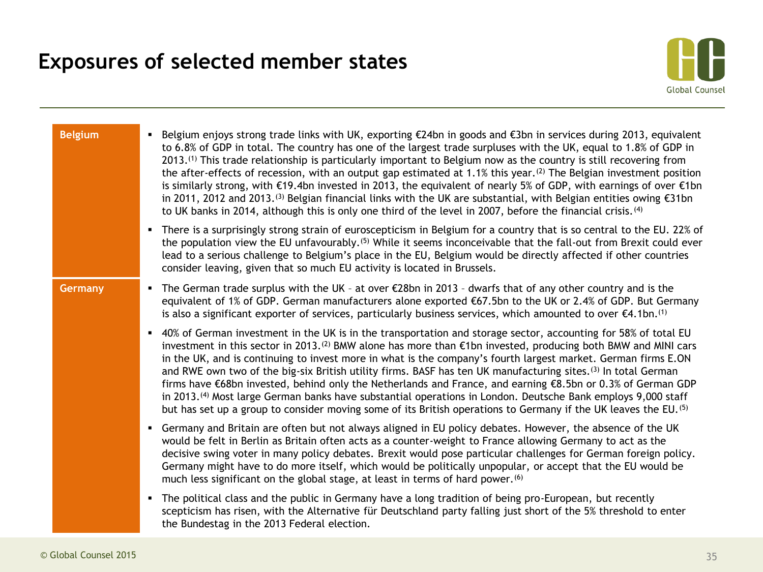# Exposures of selected member states

## Belgium

- Belgium enjoys strong trade links with UK, exporting €24bn in goods and €3bn in services during 2013, equivalent to 6.8% of GDP in total. The country has one of the largest trade surpluses with the UK, equal to 1.8% of GDP in 2013.[1] This trade relationship is particularly important to Belgium now as the country is still recovering from the after-effects of recession, with an output gap estimated at 1.1% this year.[2] The Belgian investment position is similarly strong, with €19.4bn invested in 2013, the equivalent of nearly 5% of GDP, with earnings of over €1bn in 2011, 2012 and 2013.[3] Belgian financial links with the UK are substantial, with Belgian entities owing €31bn to UK banks in 2014, although this is only one third of the level in 2007, before the financial crisis.[4]
- There is a surprisingly strong strain of euroscepticism in Belgium for a country that is so central to the EU. 22% of the population view the EU unfavourably.[5] While it seems inconceivable that the fall-out from Brexit could ever lead to a serious challenge to Belgium's place in the EU, Belgium would be directly affected if other countries consider leaving, given that so much EU activity is located in Brussels.

## Germany

- The German trade surplus with the UK – at over €28bn in 2013 – dwarfs that of any other country and is the equivalent of 1% of GDP. German manufacturers alone exported €67.5bn to the UK or 2.4% of GDP. But Germany is also a significant exporter of services, particularly business services, which amounted to over €4.1bn.[1]
- 40% of German investment in the UK is in the transportation and storage sector, accounting for 58% of total EU investment in this sector in 2013.[2] BMW alone has more than €1bn invested, producing both BMW and MINI cars in the UK, and is continuing to invest more in what is the company's fourth largest market. German firms E.ON and RWE own two of the big-six British utility firms. BASF has ten UK manufacturing sites.[3] In total German firms have €68bn invested, behind only the Netherlands and France, and earning €8.5bn or 0.3% of German GDP in 2013.[4] Most large German banks have substantial operations in London. Deutsche Bank employs 9,000 staff but has set up a group to consider moving some of its British operations to Germany if the UK leaves the EU.[5]
- Germany and Britain are often but not always aligned in EU policy debates. However, the absence of the UK would be felt in Berlin as Britain often acts as a counter-weight to France allowing Germany to act as the decisive swing voter in many policy debates. Brexit would pose particular challenges for German foreign policy. Germany might have to do more itself, which would be politically unpopular, or accept that the EU would be much less significant on the global stage, at least in terms of hard power.[6]
- The political class and the public in Germany have a long tradition of being pro-European, but recently scepticism has risen, with the Alternative für Deutschland party falling just short of the 5% threshold to enter the Bundestag in the 2013 Federal election.

© Global Counsel 2015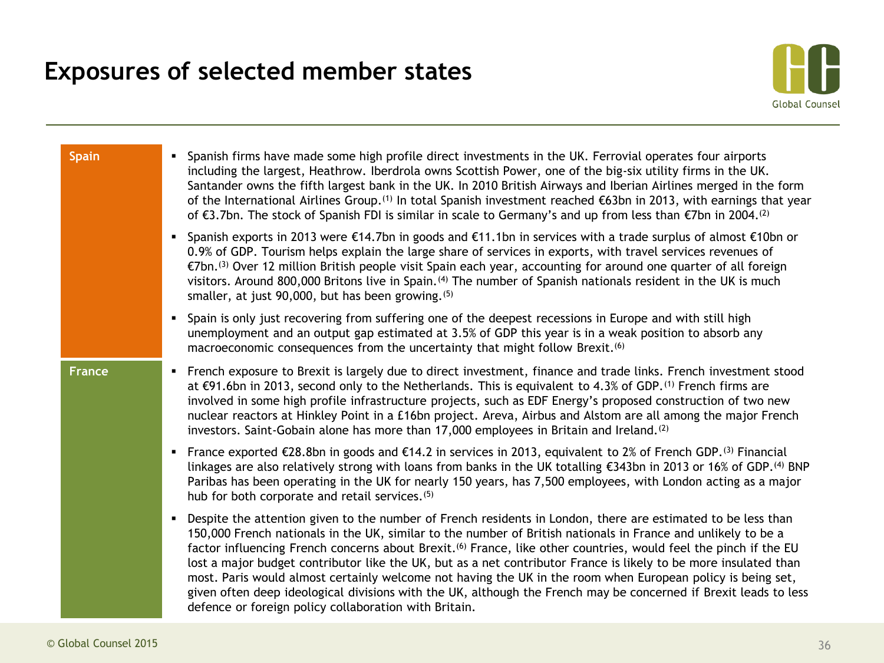# Exposures of selected member states

## Spain

- Spanish firms have made some high profile direct investments in the UK. Ferrovial operates four airports including the largest, Heathrow. Iberdrola owns Scottish Power, one of the big-six utility firms in the UK. Santander owns the fifth largest bank in the UK. In 2010 British Airways and Iberian Airlines merged in the form of the International Airlines Group.[1] In total Spanish investment reached €63bn in 2013, with earnings that year of €3.7bn. The stock of Spanish FDI is similar in scale to Germany's and up from less than €7bn in 2004.[2]
- Spanish exports in 2013 were €14.7bn in goods and €11.1bn in services with a trade surplus of almost €10bn or 0.9% of GDP. Tourism helps explain the large share of services in exports, with travel services revenues of €7bn.[3] Over 12 million British people visit Spain each year, accounting for around one quarter of all foreign visitors. Around 800,000 Britons live in Spain.[4] The number of Spanish nationals resident in the UK is much smaller, at just 90,000, but has been growing.[5]
- Spain is only just recovering from suffering one of the deepest recessions in Europe and with still high unemployment and an output gap estimated at 3.5% of GDP this year is in a weak position to absorb any macroeconomic consequences from the uncertainty that might follow Brexit.[6]

## France

- French exposure to Brexit is largely due to direct investment, finance and trade links. French investment stood at €91.6bn in 2013, second only to the Netherlands. This is equivalent to 4.3% of GDP.[1] French firms are involved in some high profile infrastructure projects, such as EDF Energy's proposed construction of two new nuclear reactors at Hinkley Point in a £16bn project. Areva, Airbus and Alstom are all among the major French investors. Saint-Gobain alone has more than 17,000 employees in Britain and Ireland.[2]
- France exported €28.8bn in goods and €14.2 in services in 2013, equivalent to 2% of French GDP.[3] Financial linkages are also relatively strong with loans from banks in the UK totalling €343bn in 2013 or 16% of GDP.[4] BNP Paribas has been operating in the UK for nearly 150 years, has 7,500 employees, with London acting as a major hub for both corporate and retail services.[5]
- Despite the attention given to the number of French residents in London, there are estimated to be less than 150,000 French nationals in the UK, similar to the number of British nationals in France and unlikely to be a factor influencing French concerns about Brexit.[6] France, like other countries, would feel the pinch if the EU lost a major budget contributor like the UK, but as a net contributor France is likely to be more insulated than most. Paris would almost certainly welcome not having the UK in the room when European policy is being set, given often deep ideological divisions with the UK, although the French may be concerned if Brexit leads to less defence or foreign policy collaboration with Britain.

© Global Counsel 2015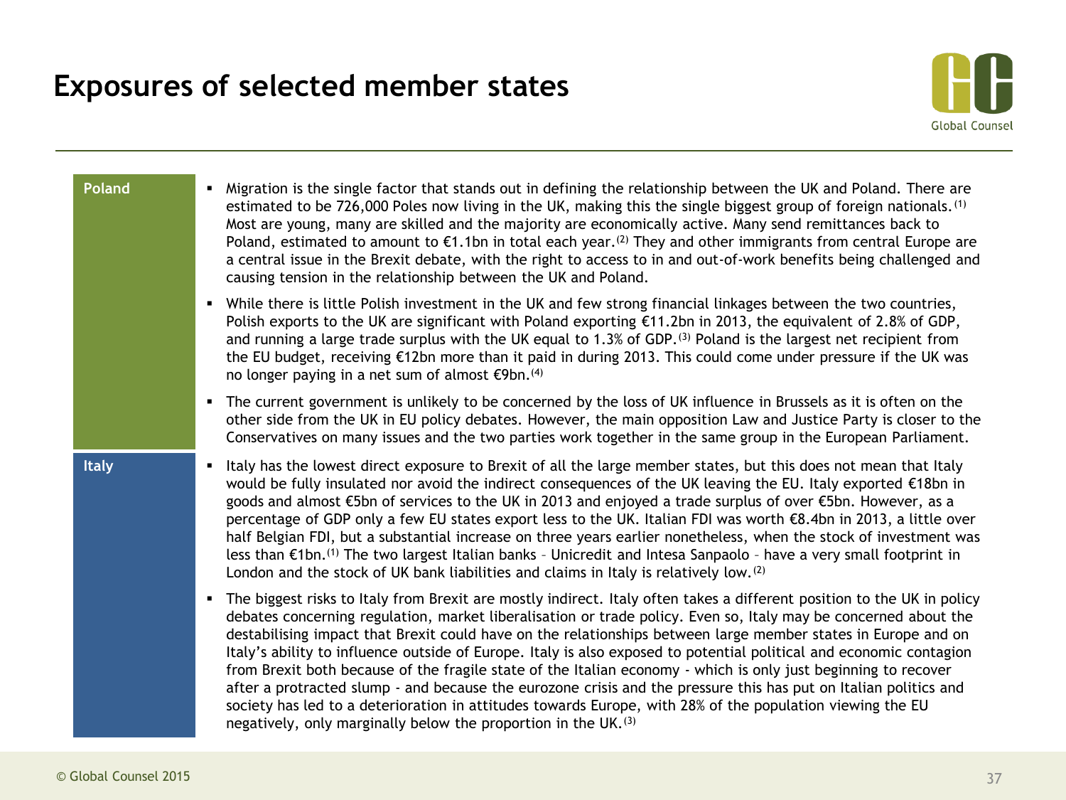# Exposures of selected member states

## Poland

- Migration is the single factor that stands out in defining the relationship between the UK and Poland. There are estimated to be 726,000 Poles now living in the UK, making this the single biggest group of foreign nationals.[1] Most are young, many are skilled and the majority are economically active. Many send remittances back to Poland, estimated to amount to €1.1bn in total each year.[2] They and other immigrants from central Europe are a central issue in the Brexit debate, with the right to access to in and out-of-work benefits being challenged and causing tension in the relationship between the UK and Poland.
- While there is little Polish investment in the UK and few strong financial linkages between the two countries, Polish exports to the UK are significant with Poland exporting €11.2bn in 2013, the equivalent of 2.8% of GDP, and running a large trade surplus with the UK equal to 1.3% of GDP.[3] Poland is the largest net recipient from the EU budget, receiving €12bn more than it paid in during 2013. This could come under pressure if the UK was no longer paying in a net sum of almost €9bn.[4]
- The current government is unlikely to be concerned by the loss of UK influence in Brussels as it is often on the other side from the UK in EU policy debates. However, the main opposition Law and Justice Party is closer to the Conservatives on many issues and the two parties work together in the same group in the European Parliament.

## Italy

- Italy has the lowest direct exposure to Brexit of all the large member states, but this does not mean that Italy would be fully insulated nor avoid the indirect consequences of the UK leaving the EU. Italy exported €18bn in goods and almost €5bn of services to the UK in 2013 and enjoyed a trade surplus of over €5bn. However, as a percentage of GDP only a few EU states export less to the UK. Italian FDI was worth €8.4bn in 2013, a little over half Belgian FDI, but a substantial increase on three years earlier nonetheless, when the stock of investment was less than €1bn.[1] The two largest Italian banks – Unicredit and Intesa Sanpaolo – have a very small footprint in London and the stock of UK bank liabilities and claims in Italy is relatively low.[2]
- The biggest risks to Italy from Brexit are mostly indirect. Italy often takes a different position to the UK in policy debates concerning regulation, market liberalisation or trade policy. Even so, Italy may be concerned about the destabilising impact that Brexit could have on the relationships between large member states in Europe and on Italy's ability to influence outside of Europe. Italy is also exposed to potential political and economic contagion from Brexit both because of the fragile state of the Italian economy - which is only just beginning to recover after a protracted slump - and because the eurozone crisis and the pressure this has put on Italian politics and society has led to a deterioration in attitudes towards Europe, with 28% of the population viewing the EU negatively, only marginally below the proportion in the UK.[3]

© Global Counsel 2015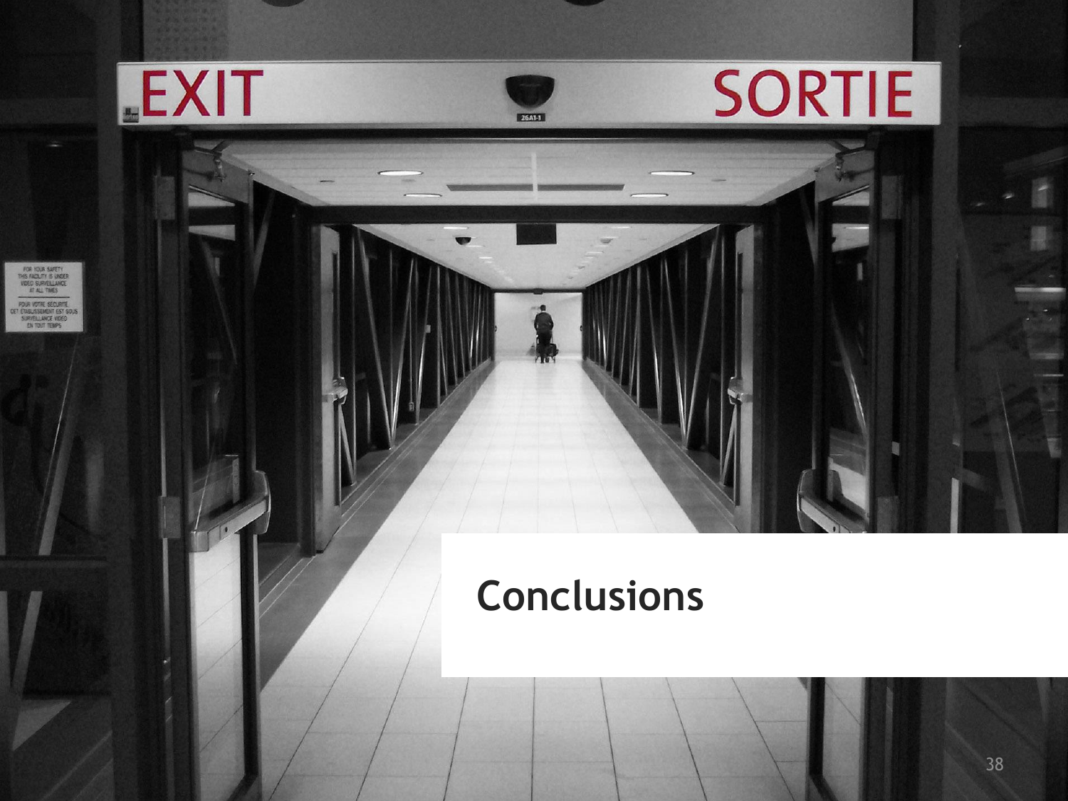# Conclusions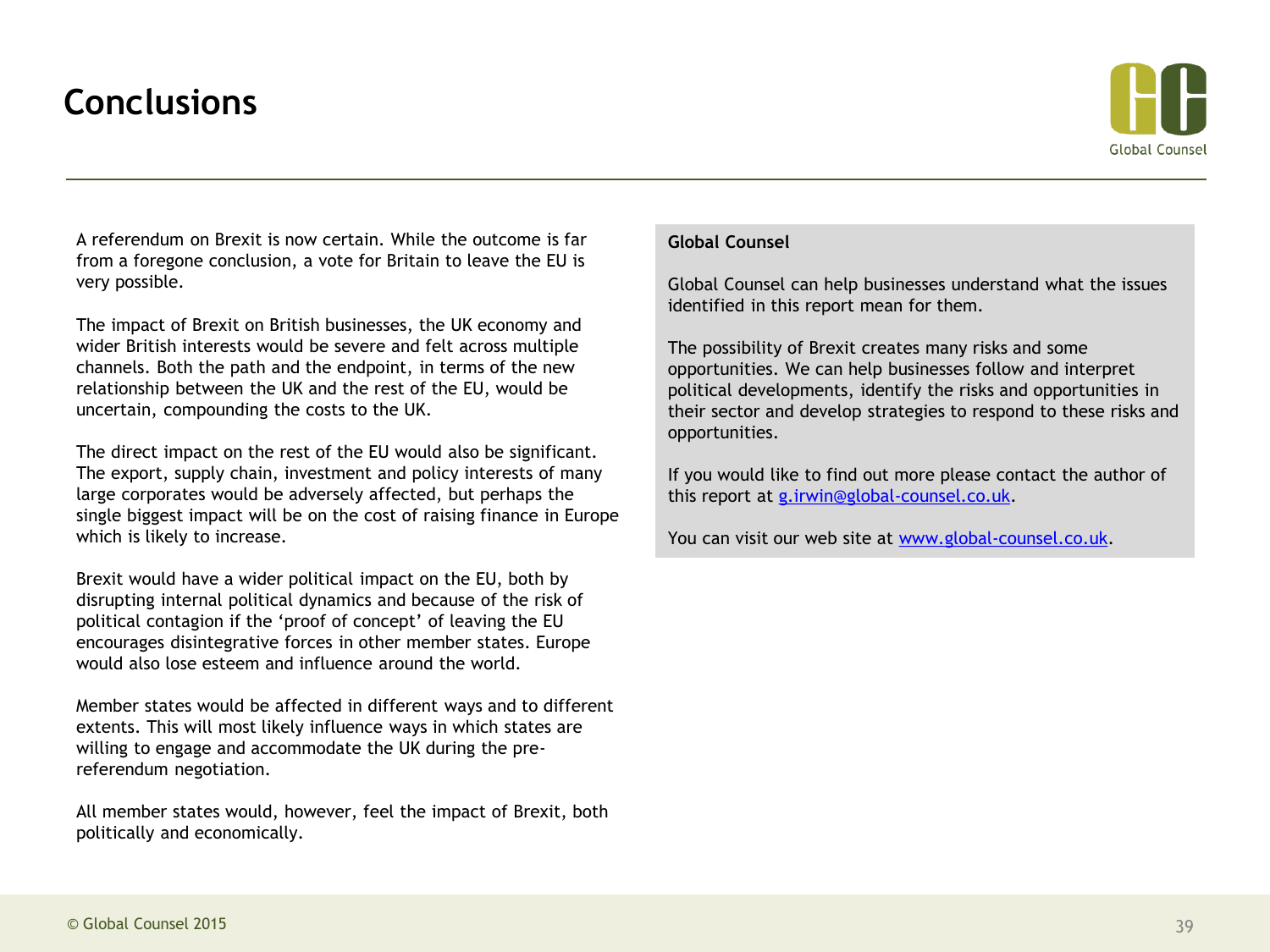# Conclusions

A referendum on Brexit is now certain. While the outcome is far from a foregone conclusion, a vote for Britain to leave the EU is very possible.

The impact of Brexit on British businesses, the UK economy and wider British interests would be severe and felt across multiple channels. Both the path and the endpoint, in terms of the new relationship between the UK and the rest of the EU, would be uncertain, compounding the costs to the UK.

The direct impact on the rest of the EU would also be significant. The export, supply chain, investment and policy interests of many large corporates would be adversely affected, but perhaps the single biggest impact will be on the cost of raising finance in Europe which is likely to increase.

Brexit would have a wider political impact on the EU, both by disrupting internal political dynamics and because of the risk of political contagion if the 'proof of concept' of leaving the EU encourages disintegrative forces in other member states. Europe would also lose esteem and influence around the world.

Member states would be affected in different ways and to different extents. This will most likely influence ways in which states are willing to engage and accommodate the UK during the pre-referendum negotiation.

All member states would, however, feel the impact of Brexit, both politically and economically.

**Global Counsel**

Global Counsel can help businesses understand what the issues identified in this report mean for them.

The possibility of Brexit creates many risks and some opportunities. We can help businesses follow and interpret political developments, identify the risks and opportunities in their sector and develop strategies to respond to these risks and opportunities.

If you would like to find out more please contact the author of this report at g.irwin@global-counsel.co.uk.

You can visit our web site at www.global-counsel.co.uk.

© Global Counsel 2015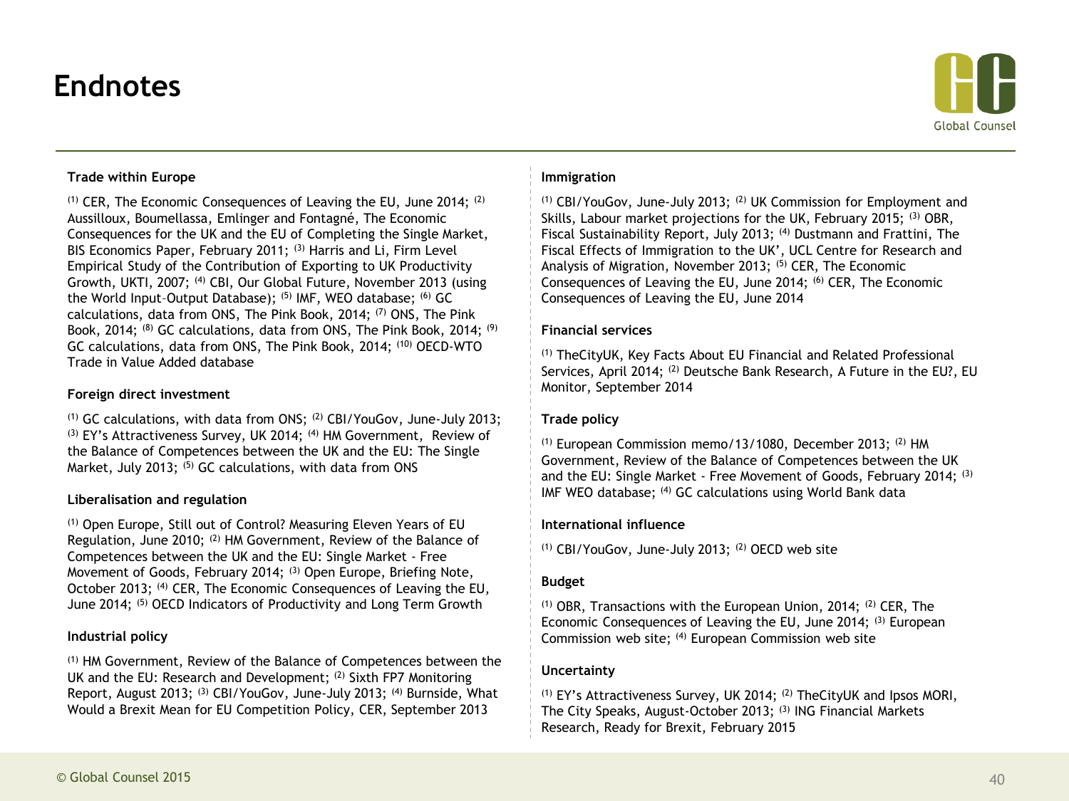# Endnotes

**Trade within Europe**

[1] CER, The Economic Consequences of Leaving the EU, June 2014; [2] Aussilloux, Boumellassa, Emlinger and Fontagné, The Economic Consequences for the UK and the EU of Completing the Single Market, BIS Economics Paper, February 2011; [3] Harris and Li, Firm Level Empirical Study of the Contribution of Exporting to UK Productivity Growth, UKTI, 2007; [4] CBI, Our Global Future, November 2013 (using the World Input–Output Database); [5] IMF, WEO database; [6] GC calculations, data from ONS, The Pink Book, 2014; [7] ONS, The Pink Book, 2014; [8] GC calculations, data from ONS, The Pink Book, 2014; [9] GC calculations, data from ONS, The Pink Book, 2014; [10] OECD-WTO Trade in Value Added database

**Foreign direct investment**

[1] GC calculations, with data from ONS; [2] CBI/YouGov, June-July 2013; [3] EY's Attractiveness Survey, UK 2014; [4] HM Government, Review of the Balance of Competences between the UK and the EU: The Single Market, July 2013; [5] GC calculations, with data from ONS

**Liberalisation and regulation**

[1] Open Europe, Still out of Control? Measuring Eleven Years of EU Regulation, June 2010; [2] HM Government, Review of the Balance of Competences between the UK and the EU: Single Market - Free Movement of Goods, February 2014; [3] Open Europe, Briefing Note, October 2013; [4] CER, The Economic Consequences of Leaving the EU, June 2014; [5] OECD Indicators of Productivity and Long Term Growth

**Industrial policy**

[1] HM Government, Review of the Balance of Competences between the UK and the EU: Research and Development; [2] Sixth FP7 Monitoring Report, August 2013; [3] CBI/YouGov, June-July 2013; [4] Burnside, What Would a Brexit Mean for EU Competition Policy, CER, September 2013

**Immigration**

[1] CBI/YouGov, June-July 2013; [2] UK Commission for Employment and Skills, Labour market projections for the UK, February 2015; [3] OBR, Fiscal Sustainability Report, July 2013; [4] Dustmann and Frattini, The Fiscal Effects of Immigration to the UK', UCL Centre for Research and Analysis of Migration, November 2013; [5] CER, The Economic Consequences of Leaving the EU, June 2014; [6] CER, The Economic Consequences of Leaving the EU, June 2014

**Financial services**

[1] TheCityUK, Key Facts About EU Financial and Related Professional Services, April 2014; [2] Deutsche Bank Research, A Future in the EU?, EU Monitor, September 2014

**Trade policy**

[1] European Commission memo/13/1080, December 2013; [2] HM Government, Review of the Balance of Competences between the UK and the EU: Single Market - Free Movement of Goods, February 2014; [3] IMF WEO database; [4] GC calculations using World Bank data

**International influence**

[1] CBI/YouGov, June-July 2013; [2] OECD web site

**Budget**

[1] OBR, Transactions with the European Union, 2014; [2] CER, The Economic Consequences of Leaving the EU, June 2014; [3] European Commission web site; [4] European Commission web site

**Uncertainty**

[1] EY's Attractiveness Survey, UK 2014; [2] TheCityUK and Ipsos MORI, The City Speaks, August-October 2013; [3] ING Financial Markets Research, Ready for Brexit, February 2015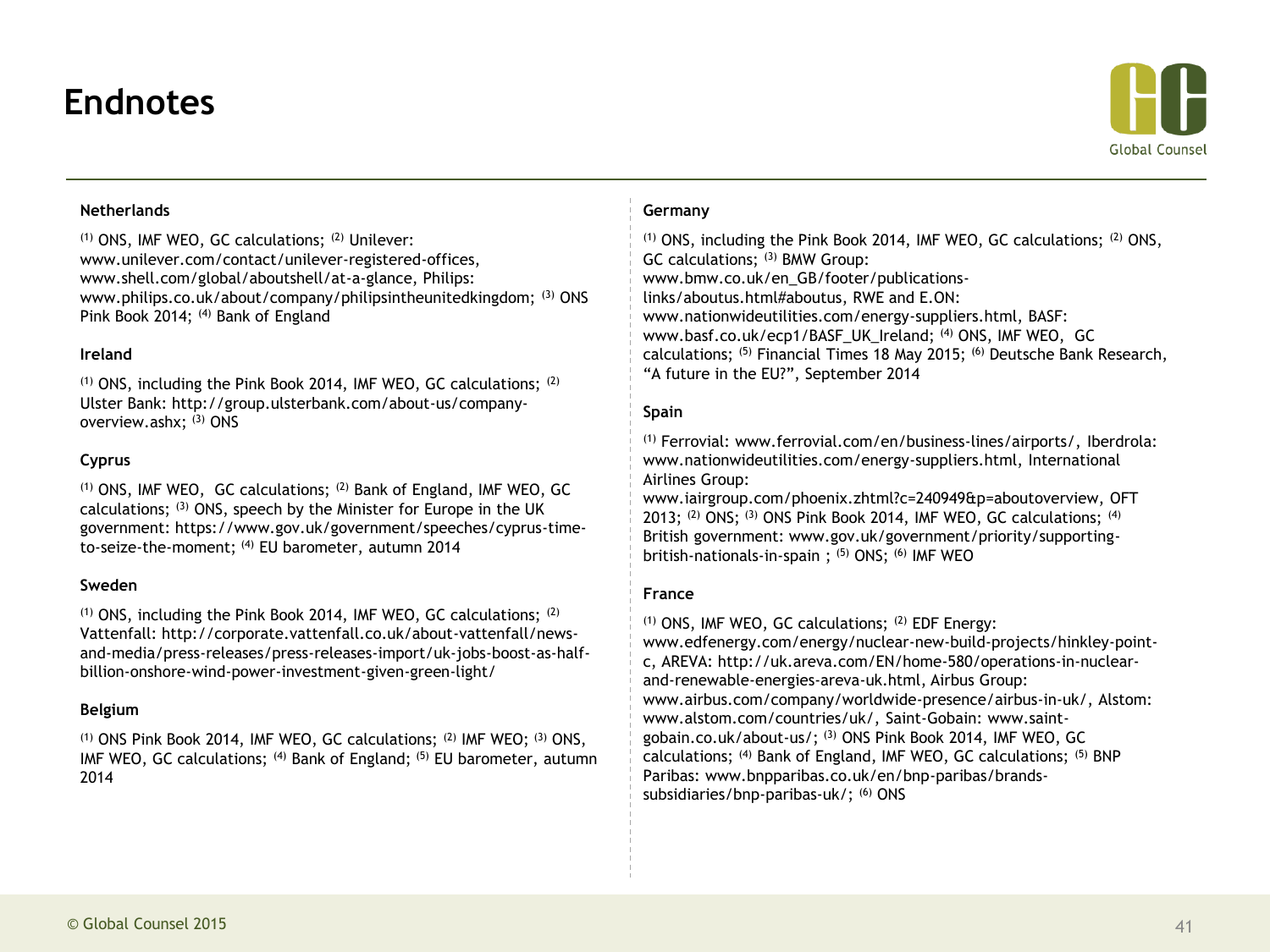# Endnotes

### Netherlands

[(1)] ONS, IMF WEO, GC calculations; [(2)] Unilever: www.unilever.com/contact/unilever-registered-offices, www.shell.com/global/aboutshell/at-a-glance, Philips: www.philips.co.uk/about/company/philipsintheunitedkingdom; [(3)] ONS Pink Book 2014; [(4)] Bank of England

### Ireland

[(1)] ONS, including the Pink Book 2014, IMF WEO, GC calculations; [(2)] Ulster Bank: http://group.ulsterbank.com/about-us/company-overview.ashx; [(3)] ONS

### Cyprus

[(1)] ONS, IMF WEO, GC calculations; [(2)] Bank of England, IMF WEO, GC calculations; [(3)] ONS, speech by the Minister for Europe in the UK government: https://www.gov.uk/government/speeches/cyprus-time-to-seize-the-moment; [(4)] EU barometer, autumn 2014

### Sweden

[(1)] ONS, including the Pink Book 2014, IMF WEO, GC calculations; [(2)] Vattenfall: http://corporate.vattenfall.co.uk/about-vattenfall/news-and-media/press-releases/press-releases-import/uk-jobs-boost-as-half-billion-onshore-wind-power-investment-given-green-light/

### Belgium

[(1)] ONS Pink Book 2014, IMF WEO, GC calculations; [(2)] IMF WEO; [(3)] ONS, IMF WEO, GC calculations; [(4)] Bank of England; [(5)] EU barometer, autumn 2014

### Germany

[(1)] ONS, including the Pink Book 2014, IMF WEO, GC calculations; [(2)] ONS, GC calculations; [(3)] BMW Group: www.bmw.co.uk/en_GB/footer/publications-links/aboutus.html#aboutus, RWE and E.ON: www.nationwideutilities.com/energy-suppliers.html, BASF: www.basf.co.uk/ecp1/BASF_UK_Ireland; [(4)] ONS, IMF WEO, GC calculations; [(5)] Financial Times 18 May 2015; [(6)] Deutsche Bank Research, "A future in the EU?", September 2014

### Spain

[(1)] Ferrovial: www.ferrovial.com/en/business-lines/airports/, Iberdrola: www.nationwideutilities.com/energy-suppliers.html, International Airlines Group: www.iairgroup.com/phoenix.zhtml?c=240949&p=aboutoverview, OFT 2013; [(2)] ONS; [(3)] ONS Pink Book 2014, IMF WEO, GC calculations; [(4)] British government: www.gov.uk/government/priority/supporting-british-nationals-in-spain ; [(5)] ONS; [(6)] IMF WEO

### France

[(1)] ONS, IMF WEO, GC calculations; [(2)] EDF Energy: www.edfenergy.com/energy/nuclear-new-build-projects/hinkley-point-c, AREVA: http://uk.areva.com/EN/home-580/operations-in-nuclear-and-renewable-energies-areva-uk.html, Airbus Group: www.airbus.com/company/worldwide-presence/airbus-in-uk/, Alstom: www.alstom.com/countries/uk/, Saint-Gobain: www.saint-gobain.co.uk/about-us/; [(3)] ONS Pink Book 2014, IMF WEO, GC calculations; [(4)] Bank of England, IMF WEO, GC calculations; [(5)] BNP Paribas: www.bnpparibas.co.uk/en/bnp-paribas/brands-subsidiaries/bnp-paribas-uk/; [(6)] ONS

© Global Counsel 2015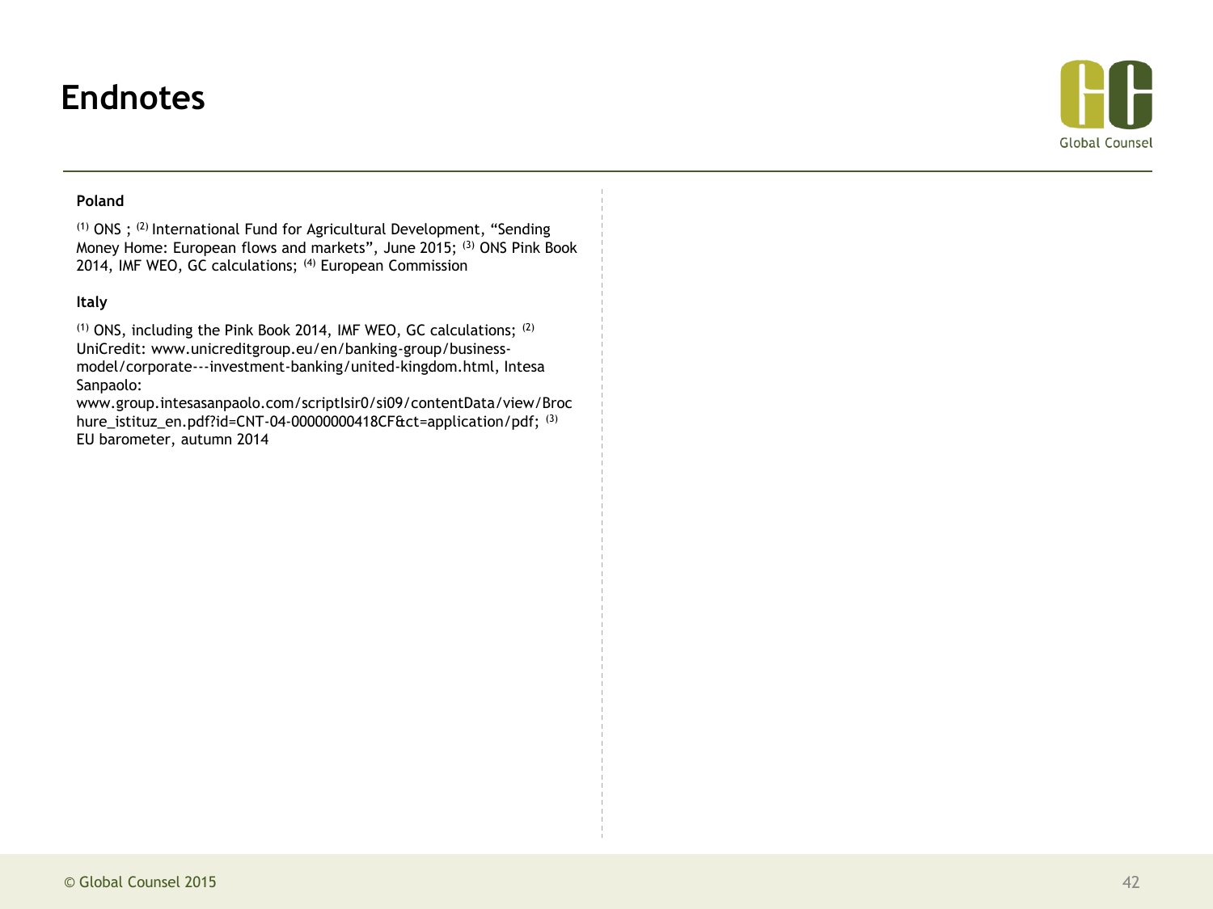# Endnotes

**Poland**

[1] ONS ; [2] International Fund for Agricultural Development, “Sending Money Home: European flows and markets”, June 2015; [3] ONS Pink Book 2014, IMF WEO, GC calculations; [4] European Commission

**Italy**

[1] ONS, including the Pink Book 2014, IMF WEO, GC calculations; [2] UniCredit: www.unicreditgroup.eu/en/banking-group/business-model/corporate---investment-banking/united-kingdom.html, Intesa Sanpaolo: www.group.intesasanpaolo.com/scriptIsir0/si09/contentData/view/Brochure_istituz_en.pdf?id=CNT-04-00000000418CF&ct=application/pdf; [3] EU barometer, autumn 2014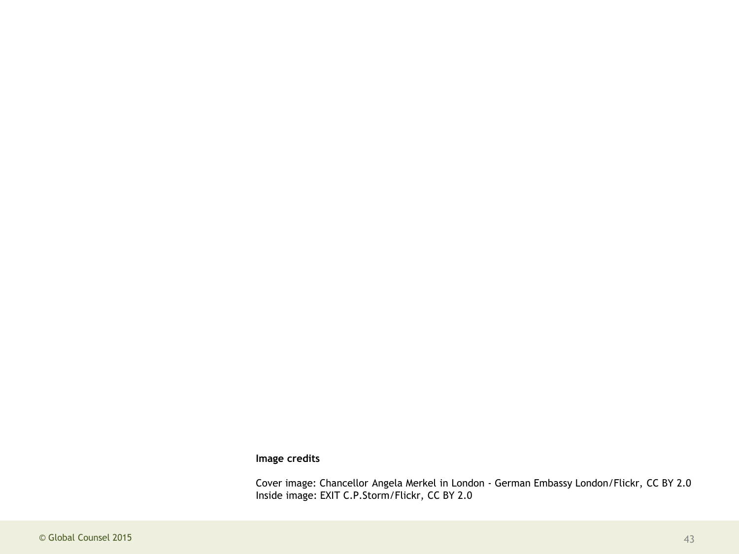**Image credits**

Cover image: Chancellor Angela Merkel in London - German Embassy London/Flickr, CC BY 2.0
Inside image: EXIT C.P.Storm/Flickr, CC BY 2.0

© Global Counsel 2015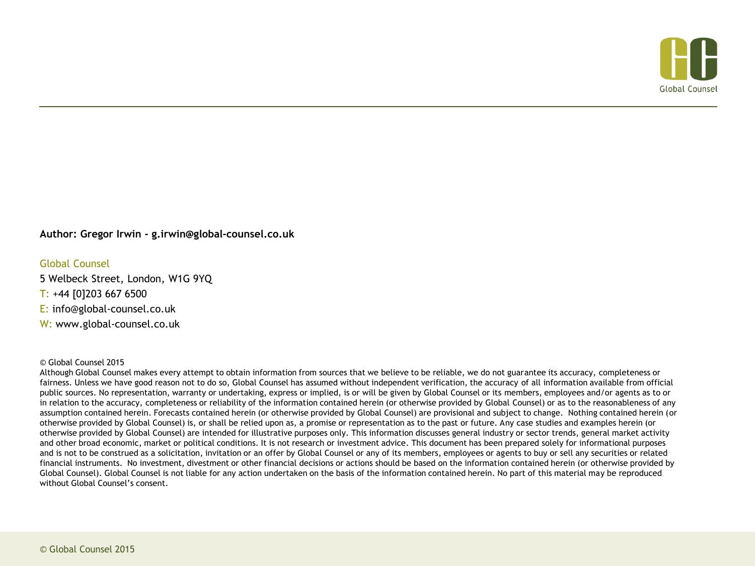**Author: Gregor Irwin - g.irwin@global-counsel.co.uk**

Global Counsel

5 Welbeck Street, London, W1G 9YQ

T: +44 [0]203 667 6500

E: info@global-counsel.co.uk

W: www.global-counsel.co.uk

© Global Counsel 2015

Although Global Counsel makes every attempt to obtain information from sources that we believe to be reliable, we do not guarantee its accuracy, completeness or fairness. Unless we have good reason not to do so, Global Counsel has assumed without independent verification, the accuracy of all information available from official public sources. No representation, warranty or undertaking, express or implied, is or will be given by Global Counsel or its members, employees and/or agents as to or in relation to the accuracy, completeness or reliability of the information contained herein (or otherwise provided by Global Counsel) or as to the reasonableness of any assumption contained herein. Forecasts contained herein (or otherwise provided by Global Counsel) are provisional and subject to change. Nothing contained herein (or otherwise provided by Global Counsel) is, or shall be relied upon as, a promise or representation as to the past or future. Any case studies and examples herein (or otherwise provided by Global Counsel) are intended for illustrative purposes only. This information discusses general industry or sector trends, general market activity and other broad economic, market or political conditions. It is not research or investment advice. This document has been prepared solely for informational purposes and is not to be construed as a solicitation, invitation or an offer by Global Counsel or any of its members, employees or agents to buy or sell any securities or related financial instruments. No investment, divestment or other financial decisions or actions should be based on the information contained herein (or otherwise provided by Global Counsel). Global Counsel is not liable for any action undertaken on the basis of the information contained herein. No part of this material may be reproduced without Global Counsel's consent.